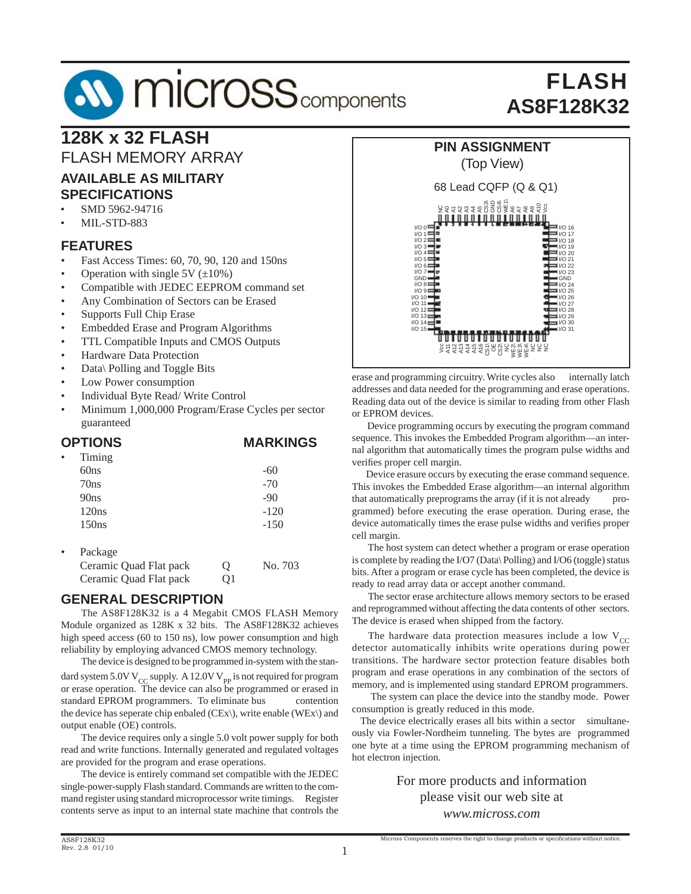# FLASH
# AS8F128K32

## 128K x 32 FLASH

FLASH MEMORY ARRAY

### AVAILABLE AS MILITARY SPECIFICATIONS

- SMD 5962-94716
- MIL-STD-883

### FEATURES

- Fast Access Times: 60, 70, 90, 120 and 150ns
- Operation with single 5V (±10%)
- Compatible with JEDEC EEPROM command set
- Any Combination of Sectors can be Erased
- Supports Full Chip Erase
- Embedded Erase and Program Algorithms
- TTL Compatible Inputs and CMOS Outputs
- Hardware Data Protection
- Data\ Polling and Toggle Bits
- Low Power consumption
- Individual Byte Read/ Write Control
- Minimum 1,000,000 Program/Erase Cycles per sector guaranteed

### OPTIONS / MARKINGS

| OPTIONS | | MARKINGS |
|---|---|---|
| • Timing | | |
| 60ns | | -60 |
| 70ns | | -70 |
| 90ns | | -90 |
| 120ns | | -120 |
| 150ns | | -150 |
| • Package | | |
| Ceramic Quad Flat pack | Q | No. 703 |
| Ceramic Quad Flat pack | Q1 | |

### GENERAL DESCRIPTION

The AS8F128K32 is a 4 Megabit CMOS FLASH Memory Module organized as 128K x 32 bits. The AS8F128K32 achieves high speed access (60 to 150 ns), low power consumption and high reliability by employing advanced CMOS memory technology.

The device is designed to be programmed in-system with the standard system 5.0V $V_{CC}$ supply. A 12.0V $V_{PP}$ is not required for program or erase operation. The device can also be programmed or erased in standard EPROM programmers. To eliminate bus contention the device has seperate chip enbaled (CEx\), write enable (WEx\) and output enable (OE) controls.

The device requires only a single 5.0 volt power supply for both read and write functions. Internally generated and regulated voltages are provided for the program and erase operations.

The device is entirely command set compatible with the JEDEC single-power-supply Flash standard. Commands are written to the command register using standard microprocessor write timings. Register contents serve as input to an internal state machine that controls the erase and programming circuitry. Write cycles also internally latch addresses and data needed for the programming and erase operations. Reading data out of the device is similar to reading from other Flash or EPROM devices.

Device programming occurs by executing the program command sequence. This invokes the Embedded Program algorithm—an internal algorithm that automatically times the program pulse widths and verifies proper cell margin.

Device erasure occurs by executing the erase command sequence. This invokes the Embedded Erase algorithm—an internal algorithm that automatically preprograms the array (if it is not already programmed) before executing the erase operation. During erase, the device automatically times the erase pulse widths and verifies proper cell margin.

The host system can detect whether a program or erase operation is complete by reading the I/O7 (Data\ Polling) and I/O6 (toggle) status bits. After a program or erase cycle has been completed, the device is ready to read array data or accept another command.

The sector erase architecture allows memory sectors to be erased and reprogrammed without affecting the data contents of other sectors. The device is erased when shipped from the factory.

The hardware data protection measures include a low $V_{CC}$ detector automatically inhibits write operations during power transitions. The hardware sector protection feature disables both program and erase operations in any combination of the sectors of memory, and is implemented using standard EPROM programmers.

The system can place the device into the standby mode. Power consumption is greatly reduced in this mode.

The device electrically erases all bits within a sector simultaneously via Fowler-Nordheim tunneling. The bytes are programmed one byte at a time using the EPROM programming mechanism of hot electron injection.

### PIN ASSIGNMENT

(Top View)

68 Lead CQFP (Q & Q1)

Top pins: NC, A0, A1, A2, A3, A4, A5, CS3\, GND, CS4\, WE1\, A6, A7, A8, A9, A10, Vcc

Left pins: I/O 0, I/O 1, I/O 2, I/O 3, I/O 4, I/O 5, I/O 6, I/O 7, GND, I/O 8, I/O 9, I/O 10, I/O 11, I/O 12, I/O 13, I/O 14, I/O 15

Right pins: I/O 16, I/O 17, I/O 18, I/O 19, I/O 20, I/O 21, I/O 22, I/O 23, GND, I/O 24, I/O 25, I/O 26, I/O 27, I/O 28, I/O 29, I/O 30, I/O 31

Bottom pins: Vcc, A11, A12, A13, A14, A15, A16, CS1\, OE, CS2\, NC, WE2\, WE3\, WE4\, NC, NC, NC

For more products and information please visit our web site at *www.micross.com*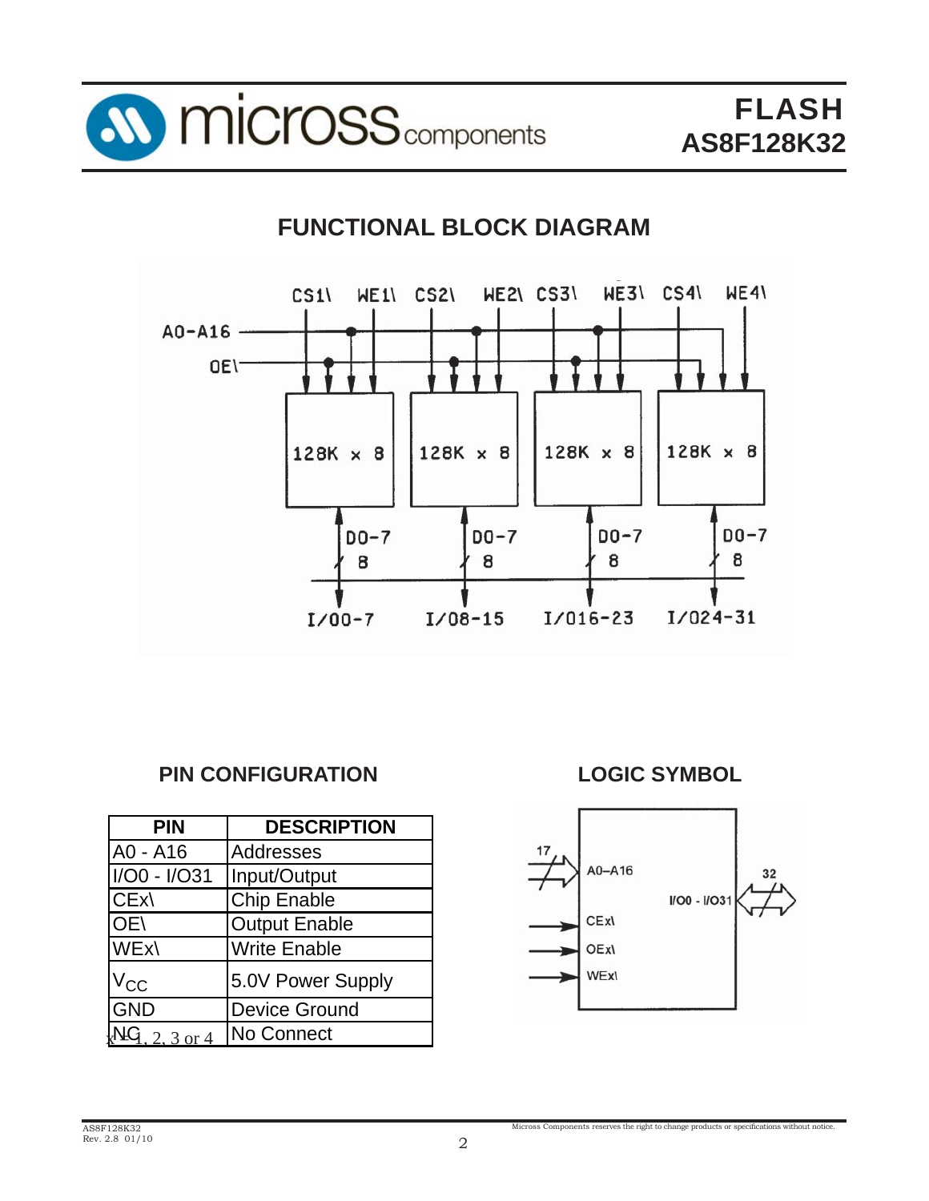## FUNCTIONAL BLOCK DIAGRAM

CS1\ WE1\ CS2\ WE2\ CS3\ WE3\ CS4\ WE4\

A0-A16

OE\

128K x 8 | 128K x 8 | 128K x 8 | 128K x 8

D0-7 8 | D0-7 8 | D0-7 8 | D0-7 8

I/O0-7 | I/O8-15 | I/O16-23 | I/O24-31

## PIN CONFIGURATION

| PIN | DESCRIPTION |
|---|---|
| A0 - A16 | Addresses |
| I/O0 - I/O31 | Input/Output |
| CEx\ | Chip Enable |
| OE\ | Output Enable |
| WEx\ | Write Enable |
| $V_{CC}$ | 5.0V Power Supply |
| GND | Device Ground |
| NC | No Connect |

x = 1, 2, 3 or 4

## LOGIC SYMBOL

17 — A0–A16

CEx\

OEx\

WEx\

I/O0 - I/O31 — 32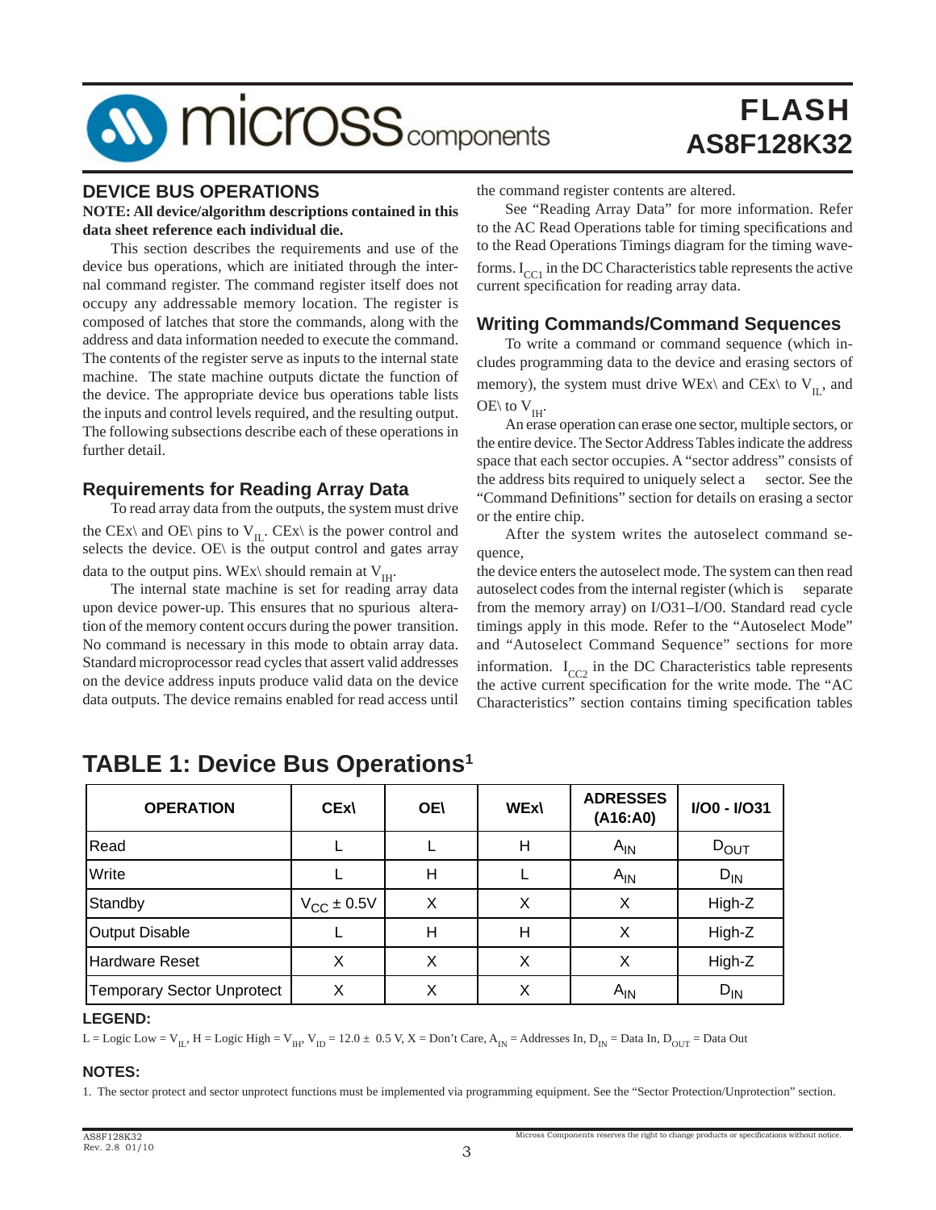## DEVICE BUS OPERATIONS

**NOTE: All device/algorithm descriptions contained in this data sheet reference each individual die.**

This section describes the requirements and use of the device bus operations, which are initiated through the internal command register. The command register itself does not occupy any addressable memory location. The register is composed of latches that store the commands, along with the address and data information needed to execute the command. The contents of the register serve as inputs to the internal state machine. The state machine outputs dictate the function of the device. The appropriate device bus operations table lists the inputs and control levels required, and the resulting output. The following subsections describe each of these operations in further detail.

### Requirements for Reading Array Data

To read array data from the outputs, the system must drive the CEx\ and OE\ pins to $V_{IL}$. CEx\ is the power control and selects the device. OE\ is the output control and gates array data to the output pins. WEx\ should remain at $V_{IH}$.

The internal state machine is set for reading array data upon device power-up. This ensures that no spurious alteration of the memory content occurs during the power transition. No command is necessary in this mode to obtain array data. Standard microprocessor read cycles that assert valid addresses on the device address inputs produce valid data on the device data outputs. The device remains enabled for read access until the command register contents are altered.

See "Reading Array Data" for more information. Refer to the AC Read Operations table for timing specifications and to the Read Operations Timings diagram for the timing waveforms. $I_{CC1}$ in the DC Characteristics table represents the active current specification for reading array data.

### Writing Commands/Command Sequences

To write a command or command sequence (which includes programming data to the device and erasing sectors of memory), the system must drive WEx\ and CEx\ to $V_{IL}$, and OE\ to $V_{IH}$.

An erase operation can erase one sector, multiple sectors, or the entire device. The Sector Address Tables indicate the address space that each sector occupies. A "sector address" consists of the address bits required to uniquely select a sector. See the "Command Definitions" section for details on erasing a sector or the entire chip.

After the system writes the autoselect command sequence,

the device enters the autoselect mode. The system can then read autoselect codes from the internal register (which is separate from the memory array) on I/O31–I/O0. Standard read cycle timings apply in this mode. Refer to the "Autoselect Mode" and "Autoselect Command Sequence" sections for more information. $I_{CC2}$ in the DC Characteristics table represents the active current specification for the write mode. The "AC Characteristics" section contains timing specification tables

## TABLE 1: Device Bus Operations[1]

| OPERATION | CEx\ | OE\ | WEx\ | ADRESSES (A16:A0) | I/O0 - I/O31 |
|---|---|---|---|---|---|
| Read | L | L | H | $A_{IN}$ | $D_{OUT}$ |
| Write | L | H | L | $A_{IN}$ | $D_{IN}$ |
| Standby | $V_{CC}$ ± 0.5V | X | X | X | High-Z |
| Output Disable | L | H | H | X | High-Z |
| Hardware Reset | X | X | X | X | High-Z |
| Temporary Sector Unprotect | X | X | X | $A_{IN}$ | $D_{IN}$ |

**LEGEND:**

L = Logic Low = $V_{IL}$, H = Logic High = $V_{IH}$, $V_{ID}$ = 12.0 ± 0.5 V, X = Don't Care, $A_{IN}$ = Addresses In, $D_{IN}$ = Data In, $D_{OUT}$ = Data Out

**NOTES:**

1. The sector protect and sector unprotect functions must be implemented via programming equipment. See the "Sector Protection/Unprotection" section.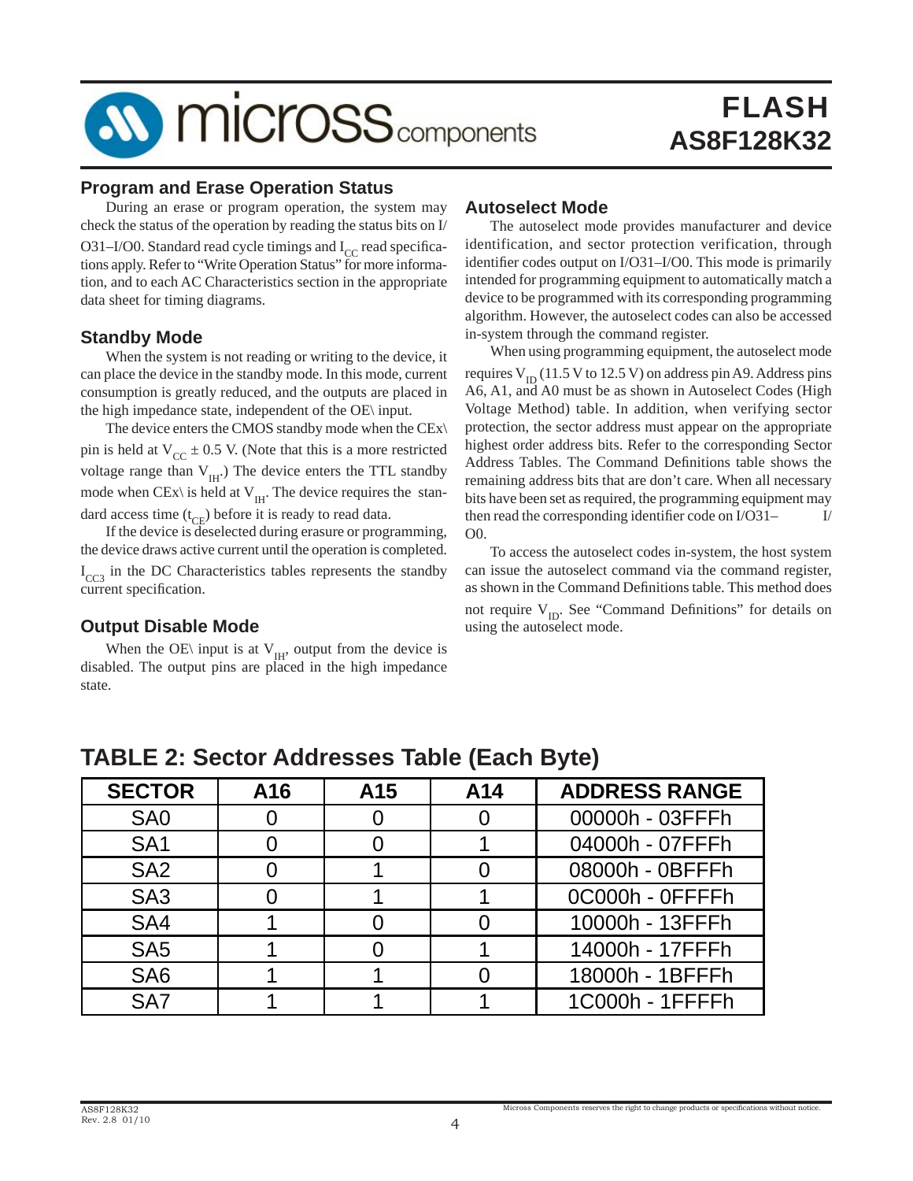## Program and Erase Operation Status

During an erase or program operation, the system may check the status of the operation by reading the status bits on I/O31–I/O0. Standard read cycle timings and $I_{CC}$ read specifications apply. Refer to "Write Operation Status" for more information, and to each AC Characteristics section in the appropriate data sheet for timing diagrams.

## Standby Mode

When the system is not reading or writing to the device, it can place the device in the standby mode. In this mode, current consumption is greatly reduced, and the outputs are placed in the high impedance state, independent of the OE\ input.

The device enters the CMOS standby mode when the CEx\ pin is held at $V_{CC} \pm 0.5$ V. (Note that this is a more restricted voltage range than $V_{IH}$.) The device enters the TTL standby mode when CEx\ is held at $V_{IH}$. The device requires the standard access time ($t_{CE}$) before it is ready to read data.

If the device is deselected during erasure or programming, the device draws active current until the operation is completed. $I_{CC3}$ in the DC Characteristics tables represents the standby current specification.

## Output Disable Mode

When the OE\ input is at $V_{IH}$, output from the device is disabled. The output pins are placed in the high impedance state.

## Autoselect Mode

The autoselect mode provides manufacturer and device identification, and sector protection verification, through identifier codes output on I/O31–I/O0. This mode is primarily intended for programming equipment to automatically match a device to be programmed with its corresponding programming algorithm. However, the autoselect codes can also be accessed in-system through the command register.

When using programming equipment, the autoselect mode requires $V_{ID}$ (11.5 V to 12.5 V) on address pin A9. Address pins A6, A1, and A0 must be as shown in Autoselect Codes (High Voltage Method) table. In addition, when verifying sector protection, the sector address must appear on the appropriate highest order address bits. Refer to the corresponding Sector Address Tables. The Command Definitions table shows the remaining address bits that are don't care. When all necessary bits have been set as required, the programming equipment may then read the corresponding identifier code on I/O31–I/O0.

To access the autoselect codes in-system, the host system can issue the autoselect command via the command register, as shown in the Command Definitions table. This method does not require $V_{ID}$. See "Command Definitions" for details on using the autoselect mode.

## TABLE 2: Sector Addresses Table (Each Byte)

| SECTOR | A16 | A15 | A14 | ADDRESS RANGE |
|---|---|---|---|---|
| SA0 | 0 | 0 | 0 | 00000h - 03FFFh |
| SA1 | 0 | 0 | 1 | 04000h - 07FFFh |
| SA2 | 0 | 1 | 0 | 08000h - 0BFFFh |
| SA3 | 0 | 1 | 1 | 0C000h - 0FFFFh |
| SA4 | 1 | 0 | 0 | 10000h - 13FFFh |
| SA5 | 1 | 0 | 1 | 14000h - 17FFFh |
| SA6 | 1 | 1 | 0 | 18000h - 1BFFFh |
| SA7 | 1 | 1 | 1 | 1C000h - 1FFFFh |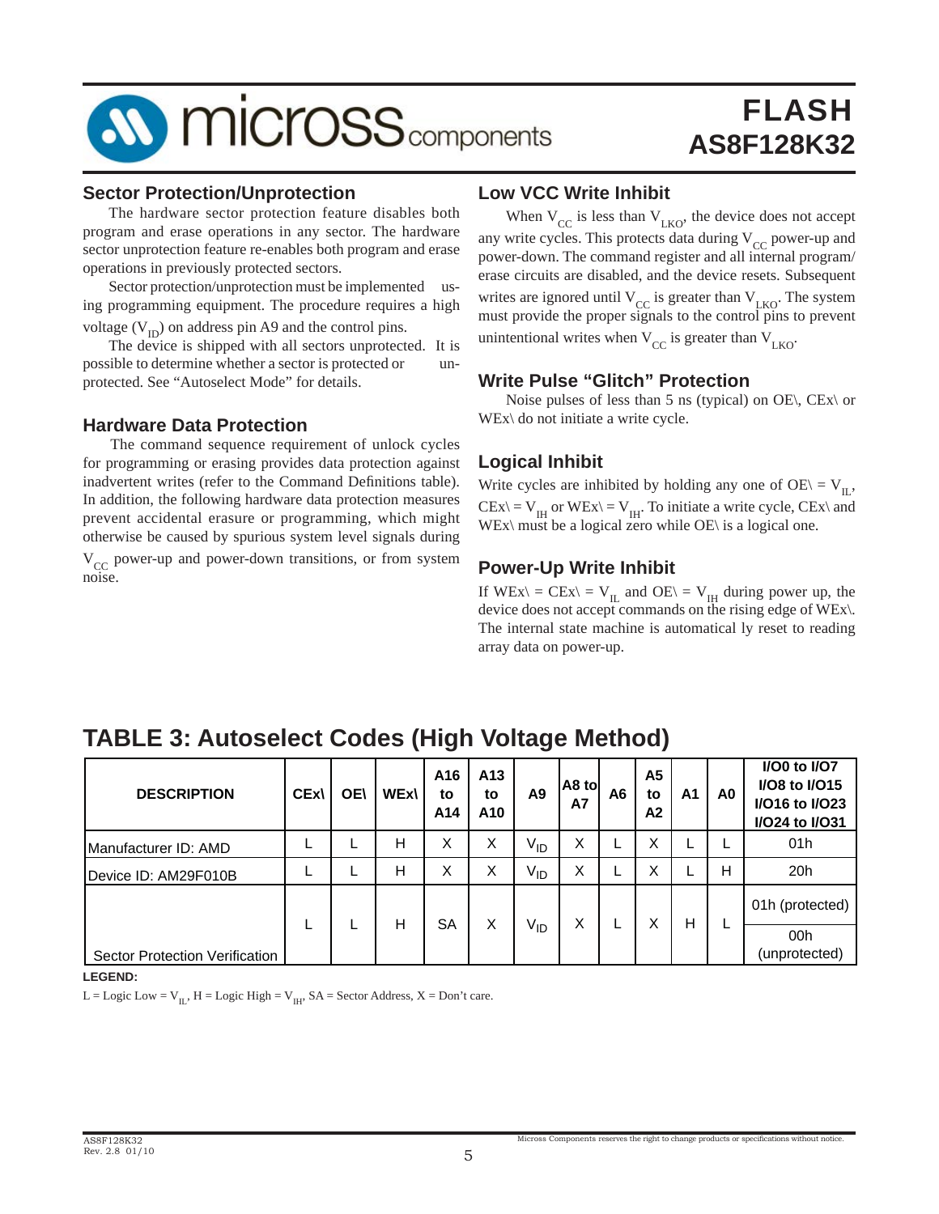## Sector Protection/Unprotection

The hardware sector protection feature disables both program and erase operations in any sector. The hardware sector unprotection feature re-enables both program and erase operations in previously protected sectors.

Sector protection/unprotection must be implemented using programming equipment. The procedure requires a high voltage ($V_{ID}$) on address pin A9 and the control pins.

The device is shipped with all sectors unprotected. It is possible to determine whether a sector is protected or unprotected. See "Autoselect Mode" for details.

## Hardware Data Protection

The command sequence requirement of unlock cycles for programming or erasing provides data protection against inadvertent writes (refer to the Command Definitions table). In addition, the following hardware data protection measures prevent accidental erasure or programming, which might otherwise be caused by spurious system level signals during $V_{CC}$ power-up and power-down transitions, or from system noise.

## Low VCC Write Inhibit

When $V_{CC}$ is less than $V_{LKO}$, the device does not accept any write cycles. This protects data during $V_{CC}$ power-up and power-down. The command register and all internal program/erase circuits are disabled, and the device resets. Subsequent writes are ignored until $V_{CC}$ is greater than $V_{LKO}$. The system must provide the proper signals to the control pins to prevent unintentional writes when $V_{CC}$ is greater than $V_{LKO}$.

## Write Pulse "Glitch" Protection

Noise pulses of less than 5 ns (typical) on OE\, CEx\ or WEx\ do not initiate a write cycle.

## Logical Inhibit

Write cycles are inhibited by holding any one of OE\ = $V_{IL}$, CEx\ = $V_{IH}$ or WEx\ = $V_{IH}$. To initiate a write cycle, CEx\ and WEx\ must be a logical zero while OE\ is a logical one.

## Power-Up Write Inhibit

If WEx\ = CEx\ = $V_{IL}$ and OE\ = $V_{IH}$ during power up, the device does not accept commands on the rising edge of WEx\. The internal state machine is automatical ly reset to reading array data on power-up.

## TABLE 3: Autoselect Codes (High Voltage Method)

| DESCRIPTION | CEx\ | OE\ | WEx\ | A16 to A14 | A13 to A10 | A9 | A8 to A7 | A6 | A5 to A2 | A1 | A0 | I/O0 to I/O7 I/O8 to I/O15 I/O16 to I/O23 I/O24 to I/O31 |
|---|---|---|---|---|---|---|---|---|---|---|---|---|
| Manufacturer ID: AMD | L | L | H | X | X | $V_{ID}$ | X | L | X | L | L | 01h |
| Device ID: AM29F010B | L | L | H | X | X | $V_{ID}$ | X | L | X | L | H | 20h |
| Sector Protection Verification | L | L | H | SA | X | $V_{ID}$ | X | L | X | H | L | 01h (protected) / 00h (unprotected) |

**LEGEND:**

L = Logic Low = $V_{IL}$, H = Logic High = $V_{IH}$, SA = Sector Address, X = Don't care.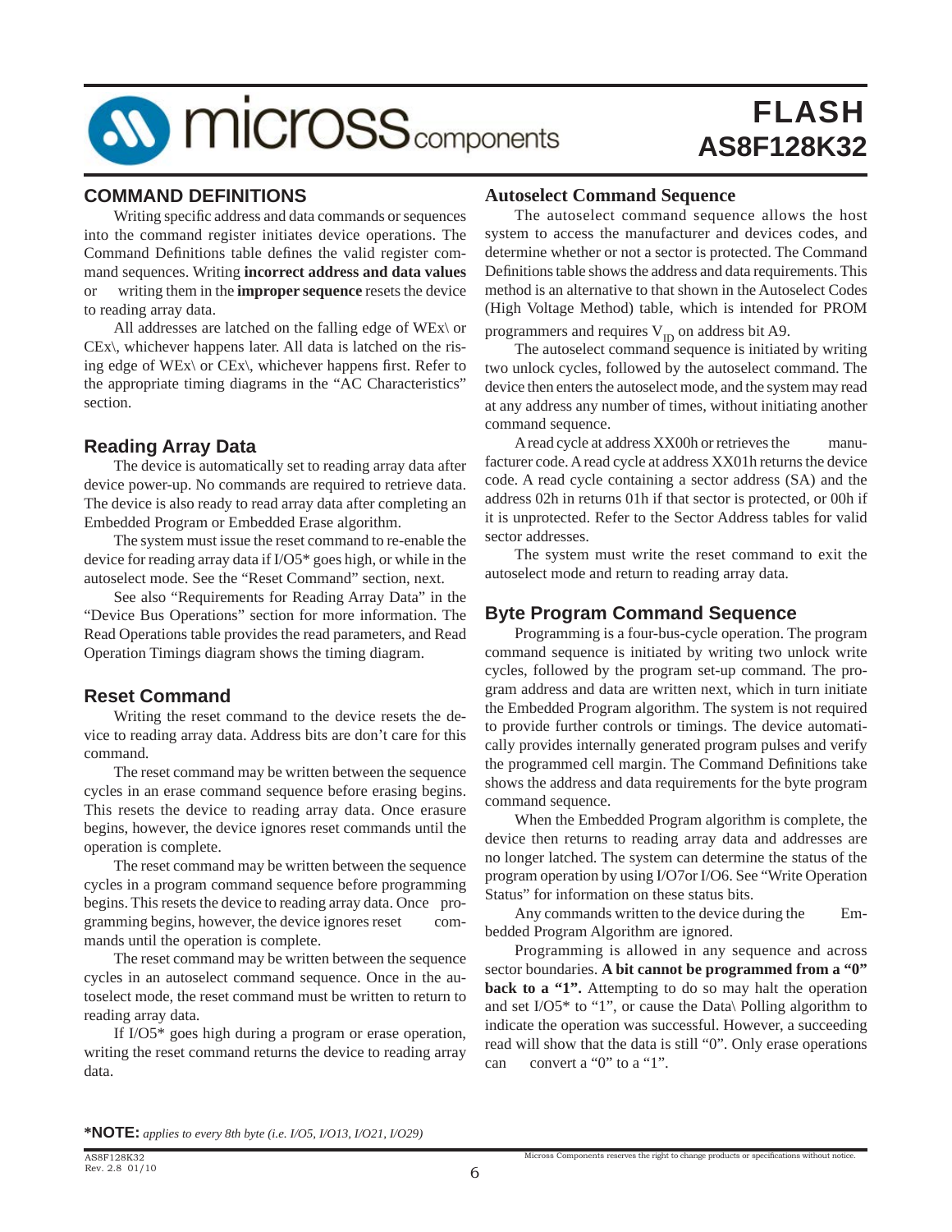## COMMAND DEFINITIONS

Writing specific address and data commands or sequences into the command register initiates device operations. The Command Definitions table defines the valid register command sequences. Writing **incorrect address and data values** or writing them in the **improper sequence** resets the device to reading array data.

All addresses are latched on the falling edge of WEx\ or CEx\, whichever happens later. All data is latched on the rising edge of WEx\ or CEx\, whichever happens first. Refer to the appropriate timing diagrams in the "AC Characteristics" section.

### Reading Array Data

The device is automatically set to reading array data after device power-up. No commands are required to retrieve data. The device is also ready to read array data after completing an Embedded Program or Embedded Erase algorithm.

The system must issue the reset command to re-enable the device for reading array data if I/O5* goes high, or while in the autoselect mode. See the "Reset Command" section, next.

See also "Requirements for Reading Array Data" in the "Device Bus Operations" section for more information. The Read Operations table provides the read parameters, and Read Operation Timings diagram shows the timing diagram.

### Reset Command

Writing the reset command to the device resets the device to reading array data. Address bits are don't care for this command.

The reset command may be written between the sequence cycles in an erase command sequence before erasing begins. This resets the device to reading array data. Once erasure begins, however, the device ignores reset commands until the operation is complete.

The reset command may be written between the sequence cycles in a program command sequence before programming begins. This resets the device to reading array data. Once programming begins, however, the device ignores reset commands until the operation is complete.

The reset command may be written between the sequence cycles in an autoselect command sequence. Once in the autoselect mode, the reset command must be written to return to reading array data.

If I/O5* goes high during a program or erase operation, writing the reset command returns the device to reading array data.

### Autoselect Command Sequence

The autoselect command sequence allows the host system to access the manufacturer and devices codes, and determine whether or not a sector is protected. The Command Definitions table shows the address and data requirements. This method is an alternative to that shown in the Autoselect Codes (High Voltage Method) table, which is intended for PROM programmers and requires $V_{ID}$ on address bit A9.

The autoselect command sequence is initiated by writing two unlock cycles, followed by the autoselect command. The device then enters the autoselect mode, and the system may read at any address any number of times, without initiating another command sequence.

A read cycle at address XX00h or retrieves the manufacturer code. A read cycle at address XX01h returns the device code. A read cycle containing a sector address (SA) and the address 02h in returns 01h if that sector is protected, or 00h if it is unprotected. Refer to the Sector Address tables for valid sector addresses.

The system must write the reset command to exit the autoselect mode and return to reading array data.

### Byte Program Command Sequence

Programming is a four-bus-cycle operation. The program command sequence is initiated by writing two unlock write cycles, followed by the program set-up command. The program address and data are written next, which in turn initiate the Embedded Program algorithm. The system is not required to provide further controls or timings. The device automatically provides internally generated program pulses and verify the programmed cell margin. The Command Definitions take shows the address and data requirements for the byte program command sequence.

When the Embedded Program algorithm is complete, the device then returns to reading array data and addresses are no longer latched. The system can determine the status of the program operation by using I/O7or I/O6. See "Write Operation Status" for information on these status bits.

Any commands written to the device during the Embedded Program Algorithm are ignored.

Programming is allowed in any sequence and across sector boundaries. **A bit cannot be programmed from a "0" back to a "1".** Attempting to do so may halt the operation and set I/O5* to "1", or cause the Data\ Polling algorithm to indicate the operation was successful. However, a succeeding read will show that the data is still "0". Only erase operations can convert a "0" to a "1".

**\*NOTE:** *applies to every 8th byte (i.e. I/O5, I/O13, I/O21, I/O29)*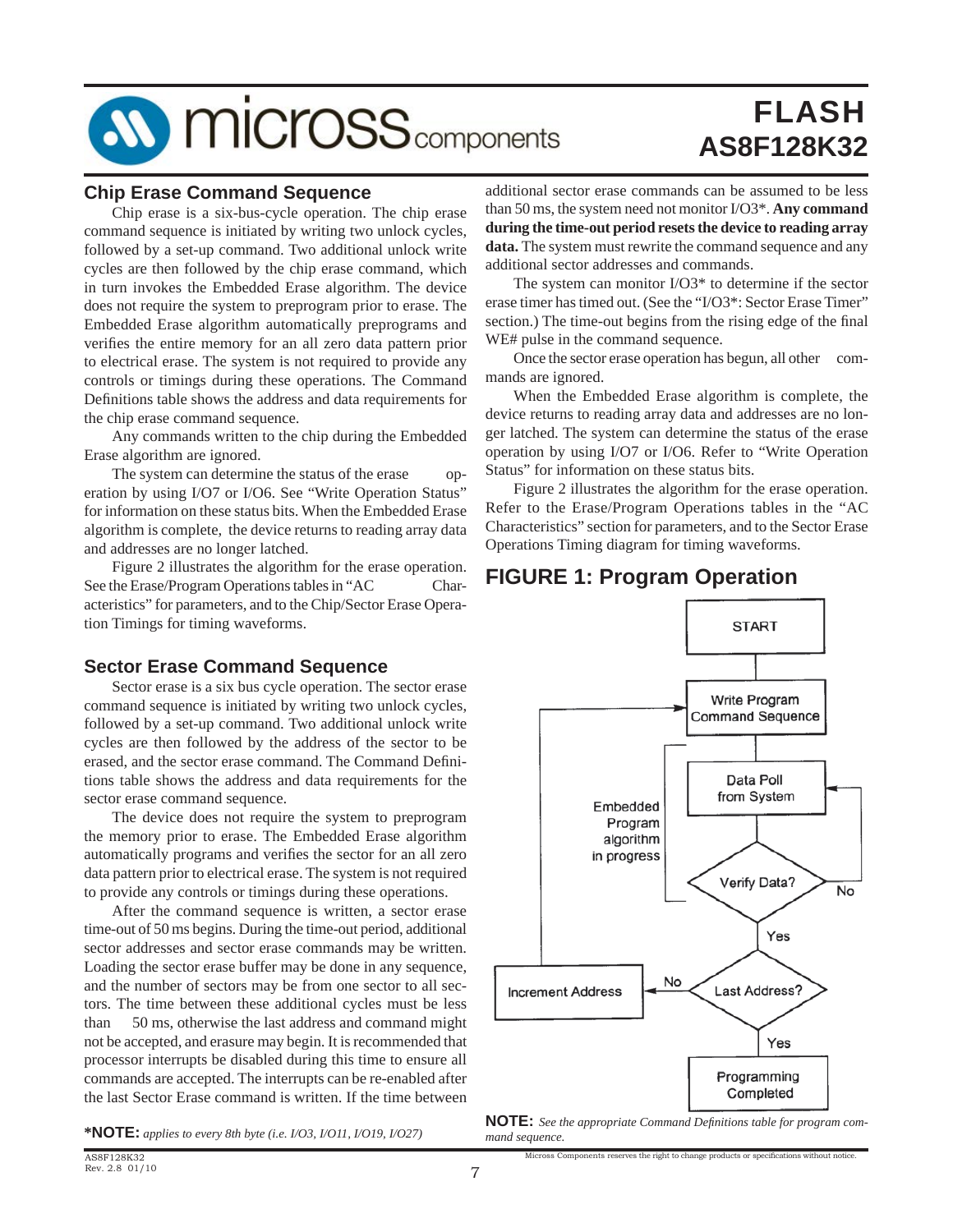## Chip Erase Command Sequence

Chip erase is a six-bus-cycle operation. The chip erase command sequence is initiated by writing two unlock cycles, followed by a set-up command. Two additional unlock write cycles are then followed by the chip erase command, which in turn invokes the Embedded Erase algorithm. The device does not require the system to preprogram prior to erase. The Embedded Erase algorithm automatically preprograms and verifies the entire memory for an all zero data pattern prior to electrical erase. The system is not required to provide any controls or timings during these operations. The Command Definitions table shows the address and data requirements for the chip erase command sequence.

Any commands written to the chip during the Embedded Erase algorithm are ignored.

The system can determine the status of the erase operation by using I/O7 or I/O6. See "Write Operation Status" for information on these status bits. When the Embedded Erase algorithm is complete, the device returns to reading array data and addresses are no longer latched.

Figure 2 illustrates the algorithm for the erase operation. See the Erase/Program Operations tables in "AC Characteristics" for parameters, and to the Chip/Sector Erase Operation Timings for timing waveforms.

## Sector Erase Command Sequence

Sector erase is a six bus cycle operation. The sector erase command sequence is initiated by writing two unlock cycles, followed by a set-up command. Two additional unlock write cycles are then followed by the address of the sector to be erased, and the sector erase command. The Command Definitions table shows the address and data requirements for the sector erase command sequence.

The device does not require the system to preprogram the memory prior to erase. The Embedded Erase algorithm automatically programs and verifies the sector for an all zero data pattern prior to electrical erase. The system is not required to provide any controls or timings during these operations.

After the command sequence is written, a sector erase time-out of 50 ms begins. During the time-out period, additional sector addresses and sector erase commands may be written. Loading the sector erase buffer may be done in any sequence, and the number of sectors may be from one sector to all sectors. The time between these additional cycles must be less than 50 ms, otherwise the last address and command might not be accepted, and erasure may begin. It is recommended that processor interrupts be disabled during this time to ensure all commands are accepted. The interrupts can be re-enabled after the last Sector Erase command is written. If the time between additional sector erase commands can be assumed to be less than 50 ms, the system need not monitor I/O3*. **Any command during the time-out period resets the device to reading array data.** The system must rewrite the command sequence and any additional sector addresses and commands.

The system can monitor I/O3* to determine if the sector erase timer has timed out. (See the "I/O3*: Sector Erase Timer" section.) The time-out begins from the rising edge of the final WE# pulse in the command sequence.

Once the sector erase operation has begun, all other commands are ignored.

When the Embedded Erase algorithm is complete, the device returns to reading array data and addresses are no longer latched. The system can determine the status of the erase operation by using I/O7 or I/O6. Refer to "Write Operation Status" for information on these status bits.

Figure 2 illustrates the algorithm for the erase operation. Refer to the Erase/Program Operations tables in the "AC Characteristics" section for parameters, and to the Sector Erase Operations Timing diagram for timing waveforms.

**\*NOTE:** *applies to every 8th byte (i.e. I/O3, I/O11, I/O19, I/O27)*

## FIGURE 1: Program Operation

START → Write Program Command Sequence → Data Poll from System → Verify Data? (No → Data Poll from System; Yes → Last Address?) → Last Address? (No → Increment Address → Write Program Command Sequence; Yes → Programming Completed)

Embedded Program algorithm in progress

**NOTE:** *See the appropriate Command Definitions table for program command sequence.*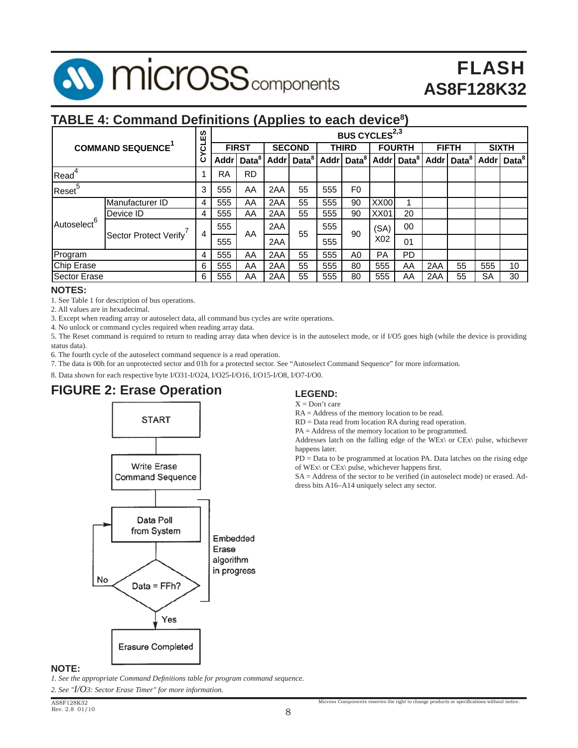## TABLE 4: Command Definitions (Applies to each device[8])

| COMMAND SEQUENCE[1] | | CYCLES | BUS CYCLES[2,3] | | | | | | | | | | | |
|---|---|---|---|---|---|---|---|---|---|---|---|---|---|---|
| | | | FIRST | | SECOND | | THIRD | | FOURTH | | FIFTH | | SIXTH | |
| | | | Addr | Data[8] | Addr | Data[8] | Addr | Data[8] | Addr | Data[8] | Addr | Data[8] | Addr | Data[8] |
| Read[4] | | 1 | RA | RD | | | | | | | | | | |
| Reset[5] | | 3 | 555 | AA | 2AA | 55 | 555 | F0 | | | | | | |
| Autoselect[6] | Manufacturer ID | 4 | 555 | AA | 2AA | 55 | 555 | 90 | XX00 | 1 | | | | |
| | Device ID | 4 | 555 | AA | 2AA | 55 | 555 | 90 | XX01 | 20 | | | | |
| | Sector Protect Verify[7] | 4 | 555 | AA | 2AA | 55 | 555 | 90 | (SA) X02 | 00 | | | | |
| | | | 555 | | 2AA | | 555 | | | 01 | | | | |
| Program | | 4 | 555 | AA | 2AA | 55 | 555 | A0 | PA | PD | | | | |
| Chip Erase | | 6 | 555 | AA | 2AA | 55 | 555 | 80 | 555 | AA | 2AA | 55 | 555 | 10 |
| Sector Erase | | 6 | 555 | AA | 2AA | 55 | 555 | 80 | 555 | AA | 2AA | 55 | SA | 30 |

**NOTES:**

1. See Table 1 for description of bus operations.
2. All values are in hexadecimal.
3. Except when reading array or autoselect data, all command bus cycles are write operations.
4. No unlock or command cycles required when reading array data.
5. The Reset command is required to return to reading array data when device is in the autoselect mode, or if I/O5 goes high (while the device is providing status data).
6. The fourth cycle of the autoselect command sequence is a read operation.
7. The data is 00h for an unprotected sector and 01h for a protected sector. See "Autoselect Command Sequence" for more information.
8. Data shown for each respective byte I/O31-I/O24, I/O25-I/O16, I/O15-I/O8, I/O7-I/O0.

## FIGURE 2: Erase Operation

START → Write Erase Command Sequence → Data Poll from System → Data = FFh? (No: back to Data Poll from System; Yes: Erasure Completed)

Embedded Erase algorithm in progress

**NOTE:**

*1. See the appropriate Command Definitions table for program command sequence.*

*2. See "I/O3: Sector Erase Timer" for more information.*

**LEGEND:**

X = Don't care

RA = Address of the memory location to be read.

RD = Data read from location RA during read operation.

PA = Address of the memory location to be programmed.

Addresses latch on the falling edge of the WEx\ or CEx\ pulse, whichever happens later.

PD = Data to be programmed at location PA. Data latches on the rising edge of WEx\ or CEx\ pulse, whichever happens first.

SA = Address of the sector to be verified (in autoselect mode) or erased. Address bits A16–A14 uniquely select any sector.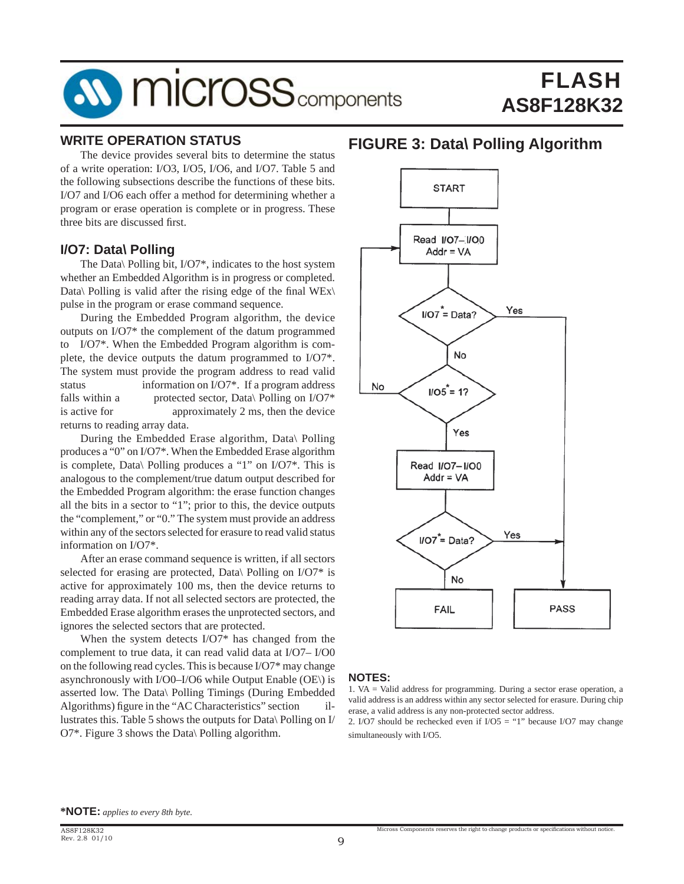## WRITE OPERATION STATUS

The device provides several bits to determine the status of a write operation: I/O3, I/O5, I/O6, and I/O7. Table 5 and the following subsections describe the functions of these bits. I/O7 and I/O6 each offer a method for determining whether a program or erase operation is complete or in progress. These three bits are discussed first.

### I/O7: Data\ Polling

The Data\ Polling bit, I/O7*, indicates to the host system whether an Embedded Algorithm is in progress or completed. Data\ Polling is valid after the rising edge of the final WEx\ pulse in the program or erase command sequence.

During the Embedded Program algorithm, the device outputs on I/O7* the complement of the datum programmed to I/O7*. When the Embedded Program algorithm is complete, the device outputs the datum programmed to I/O7*. The system must provide the program address to read valid status information on I/O7*. If a program address falls within a protected sector, Data\ Polling on I/O7* is active for approximately 2 ms, then the device returns to reading array data.

During the Embedded Erase algorithm, Data\ Polling produces a "0" on I/O7*. When the Embedded Erase algorithm is complete, Data\ Polling produces a "1" on I/O7*. This is analogous to the complement/true datum output described for the Embedded Program algorithm: the erase function changes all the bits in a sector to "1"; prior to this, the device outputs the "complement," or "0." The system must provide an address within any of the sectors selected for erasure to read valid status information on I/O7*.

After an erase command sequence is written, if all sectors selected for erasing are protected, Data\ Polling on I/O7* is active for approximately 100 ms, then the device returns to reading array data. If not all selected sectors are protected, the Embedded Erase algorithm erases the unprotected sectors, and ignores the selected sectors that are protected.

When the system detects I/O7* has changed from the complement to true data, it can read valid data at I/O7– I/O0 on the following read cycles. This is because I/O7* may change asynchronously with I/O0–I/O6 while Output Enable (OE\) is asserted low. The Data\ Polling Timings (During Embedded Algorithms) figure in the "AC Characteristics" section illustrates this. Table 5 shows the outputs for Data\ Polling on I/O7*. Figure 3 shows the Data\ Polling algorithm.

## FIGURE 3: Data\ Polling Algorithm

START → Read I/O7–I/O0, Addr = VA → I/O7* = Data? (Yes → PASS; No → I/O5* = 1? (No → back to Read I/O7–I/O0; Yes → Read I/O7–I/O0, Addr = VA → I/O7* = Data? (Yes → PASS; No → FAIL)))

**NOTES:**

1. VA = Valid address for programming. During a sector erase operation, a valid address is an address within any sector selected for erasure. During chip erase, a valid address is any non-protected sector address.
2. I/O7 should be rechecked even if I/O5 = "1" because I/O7 may change simultaneously with I/O5.

***NOTE:** *applies to every 8th byte.*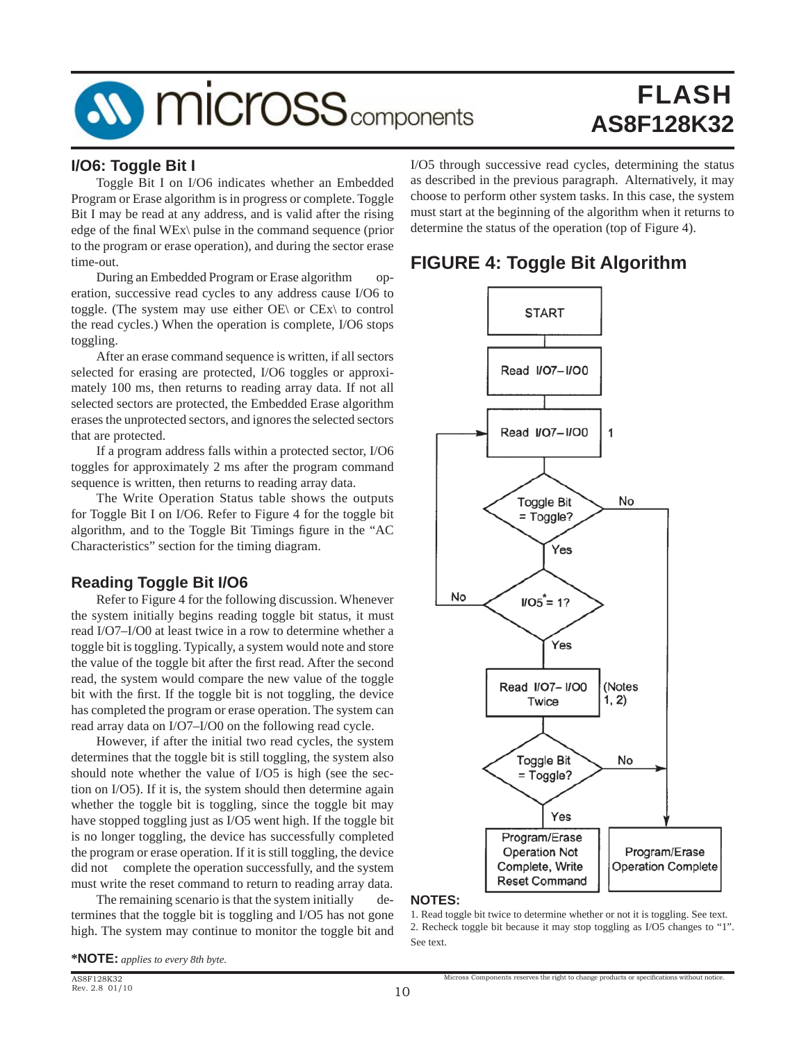## I/O6: Toggle Bit I

Toggle Bit I on I/O6 indicates whether an Embedded Program or Erase algorithm is in progress or complete. Toggle Bit I may be read at any address, and is valid after the rising edge of the final WEx\ pulse in the command sequence (prior to the program or erase operation), and during the sector erase time-out.

During an Embedded Program or Erase algorithm operation, successive read cycles to any address cause I/O6 to toggle. (The system may use either OE\ or CEx\ to control the read cycles.) When the operation is complete, I/O6 stops toggling.

After an erase command sequence is written, if all sectors selected for erasing are protected, I/O6 toggles or approximately 100 ms, then returns to reading array data. If not all selected sectors are protected, the Embedded Erase algorithm erases the unprotected sectors, and ignores the selected sectors that are protected.

If a program address falls within a protected sector, I/O6 toggles for approximately 2 ms after the program command sequence is written, then returns to reading array data.

The Write Operation Status table shows the outputs for Toggle Bit I on I/O6. Refer to Figure 4 for the toggle bit algorithm, and to the Toggle Bit Timings figure in the "AC Characteristics" section for the timing diagram.

## Reading Toggle Bit I/O6

Refer to Figure 4 for the following discussion. Whenever the system initially begins reading toggle bit status, it must read I/O7–I/O0 at least twice in a row to determine whether a toggle bit is toggling. Typically, a system would note and store the value of the toggle bit after the first read. After the second read, the system would compare the new value of the toggle bit with the first. If the toggle bit is not toggling, the device has completed the program or erase operation. The system can read array data on I/O7–I/O0 on the following read cycle.

However, if after the initial two read cycles, the system determines that the toggle bit is still toggling, the system also should note whether the value of I/O5 is high (see the section on I/O5). If it is, the system should then determine again whether the toggle bit is toggling, since the toggle bit may have stopped toggling just as I/O5 went high. If the toggle bit is no longer toggling, the device has successfully completed the program or erase operation. If it is still toggling, the device did not complete the operation successfully, and the system must write the reset command to return to reading array data.

The remaining scenario is that the system initially determines that the toggle bit is toggling and I/O5 has not gone high. The system may continue to monitor the toggle bit and I/O5 through successive read cycles, determining the status as described in the previous paragraph. Alternatively, it may choose to perform other system tasks. In this case, the system must start at the beginning of the algorithm when it returns to determine the status of the operation (top of Figure 4).

## FIGURE 4: Toggle Bit Algorithm

START → Read I/O7–I/O0 → Read I/O7–I/O0 (1) → Toggle Bit = Toggle?
- No → Program/Erase Operation Complete
- Yes → I/O5* = 1?
  - No → return to Read I/O7–I/O0 (1)
  - Yes → Read I/O7–I/O0 Twice (Notes 1, 2) → Toggle Bit = Toggle?
    - No → Program/Erase Operation Complete
    - Yes → Program/Erase Operation Not Complete, Write Reset Command

**NOTES:**

1. Read toggle bit twice to determine whether or not it is toggling. See text.
2. Recheck toggle bit because it may stop toggling as I/O5 changes to "1". See text.

***NOTE:** *applies to every 8th byte.*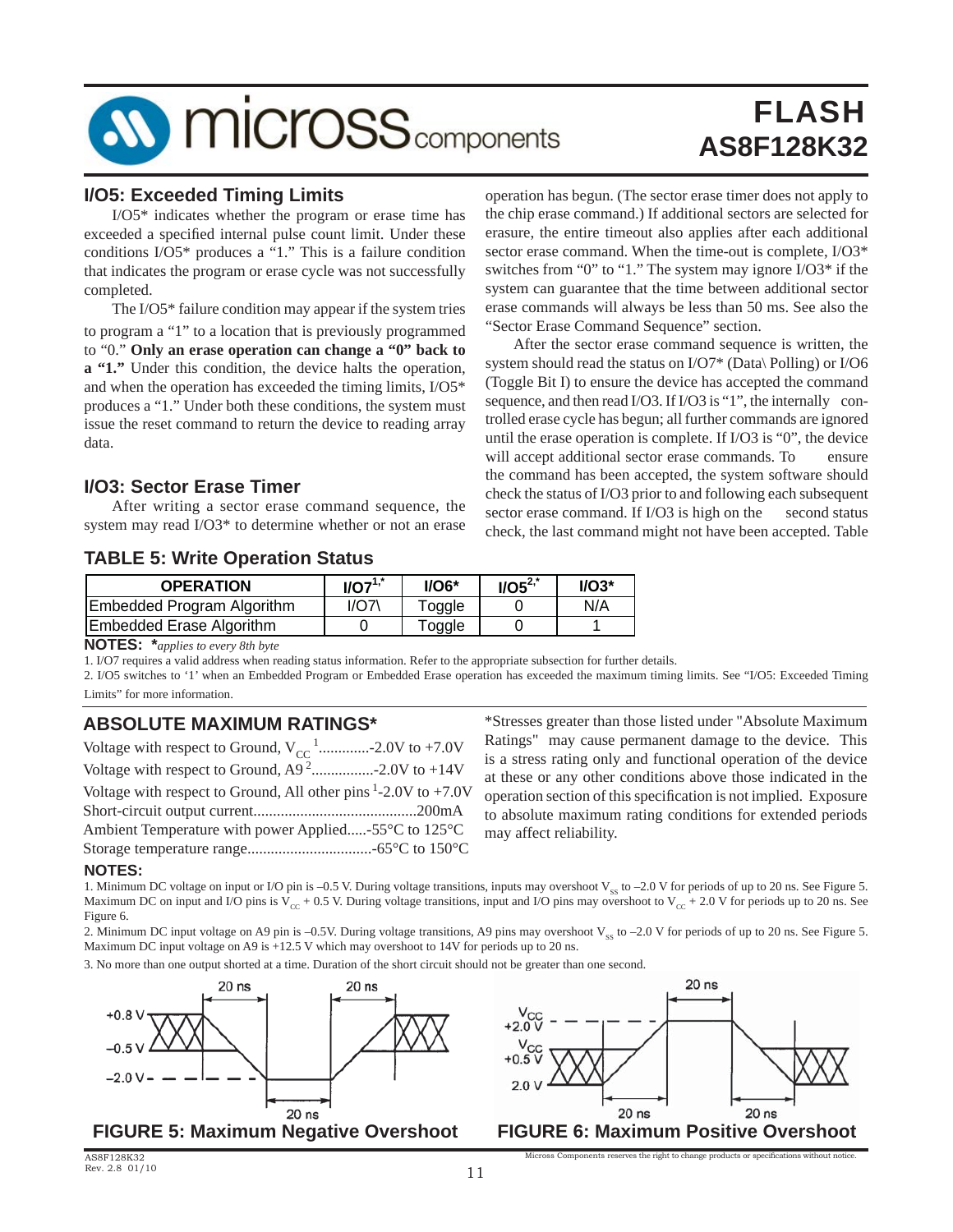## I/O5: Exceeded Timing Limits

I/O5* indicates whether the program or erase time has exceeded a specified internal pulse count limit. Under these conditions I/O5* produces a "1." This is a failure condition that indicates the program or erase cycle was not successfully completed.

The I/O5* failure condition may appear if the system tries to program a "1" to a location that is previously programmed to "0." **Only an erase operation can change a "0" back to a "1."** Under this condition, the device halts the operation, and when the operation has exceeded the timing limits, I/O5* produces a "1." Under both these conditions, the system must issue the reset command to return the device to reading array data.

## I/O3: Sector Erase Timer

After writing a sector erase command sequence, the system may read I/O3* to determine whether or not an erase operation has begun. (The sector erase timer does not apply to the chip erase command.) If additional sectors are selected for erasure, the entire timeout also applies after each additional sector erase command. When the time-out is complete, I/O3* switches from "0" to "1." The system may ignore I/O3* if the system can guarantee that the time between additional sector erase commands will always be less than 50 ms. See also the "Sector Erase Command Sequence" section.

After the sector erase command sequence is written, the system should read the status on I/O7* (Data\ Polling) or I/O6 (Toggle Bit I) to ensure the device has accepted the command sequence, and then read I/O3. If I/O3 is "1", the internally controlled erase cycle has begun; all further commands are ignored until the erase operation is complete. If I/O3 is "0", the device will accept additional sector erase commands. To ensure the command has been accepted, the system software should check the status of I/O3 prior to and following each subsequent sector erase command. If I/O3 is high on the second status check, the last command might not have been accepted. Table

## TABLE 5: Write Operation Status

| OPERATION | I/O7[1,*] | I/O6* | I/O5[2,*] | I/O3* |
|---|---|---|---|---|
| Embedded Program Algorithm | I/O7\ | Toggle | 0 | N/A |
| Embedded Erase Algorithm | 0 | Toggle | 0 | 1 |

**NOTES:** ***applies to every 8th byte***

1. I/O7 requires a valid address when reading status information. Refer to the appropriate subsection for further details.
2. I/O5 switches to '1' when an Embedded Program or Embedded Erase operation has exceeded the maximum timing limits. See "I/O5: Exceeded Timing Limits" for more information.

## ABSOLUTE MAXIMUM RATINGS*

Voltage with respect to Ground, $V_{CC}$[1]..............-2.0V to +7.0V
Voltage with respect to Ground, A9[2]................-2.0V to +14V
Voltage with respect to Ground, All other pins[1] -2.0V to +7.0V
Short-circuit output current..........................................200mA
Ambient Temperature with power Applied.....-55°C to 125°C
Storage temperature range................................-65°C to 150°C

*Stresses greater than those listed under "Absolute Maximum Ratings" may cause permanent damage to the device. This is a stress rating only and functional operation of the device at these or any other conditions above those indicated in the operation section of this specification is not implied. Exposure to absolute maximum rating conditions for extended periods may affect reliability.

**NOTES:**

1. Minimum DC voltage on input or I/O pin is –0.5 V. During voltage transitions, inputs may overshoot $V_{SS}$ to –2.0 V for periods of up to 20 ns. See Figure 5. Maximum DC on input and I/O pins is $V_{CC}$ + 0.5 V. During voltage transitions, input and I/O pins may overshoot to $V_{CC}$ + 2.0 V for periods up to 20 ns. See Figure 6.
2. Minimum DC input voltage on A9 pin is –0.5V. During voltage transitions, A9 pins may overshoot $V_{SS}$ to –2.0 V for periods of up to 20 ns. See Figure 5. Maximum DC input voltage on A9 is +12.5 V which may overshoot to 14V for periods up to 20 ns.
3. No more than one output shorted at a time. Duration of the short circuit should not be greater than one second.

FIGURE 5: Maximum Negative Overshoot

FIGURE 6: Maximum Positive Overshoot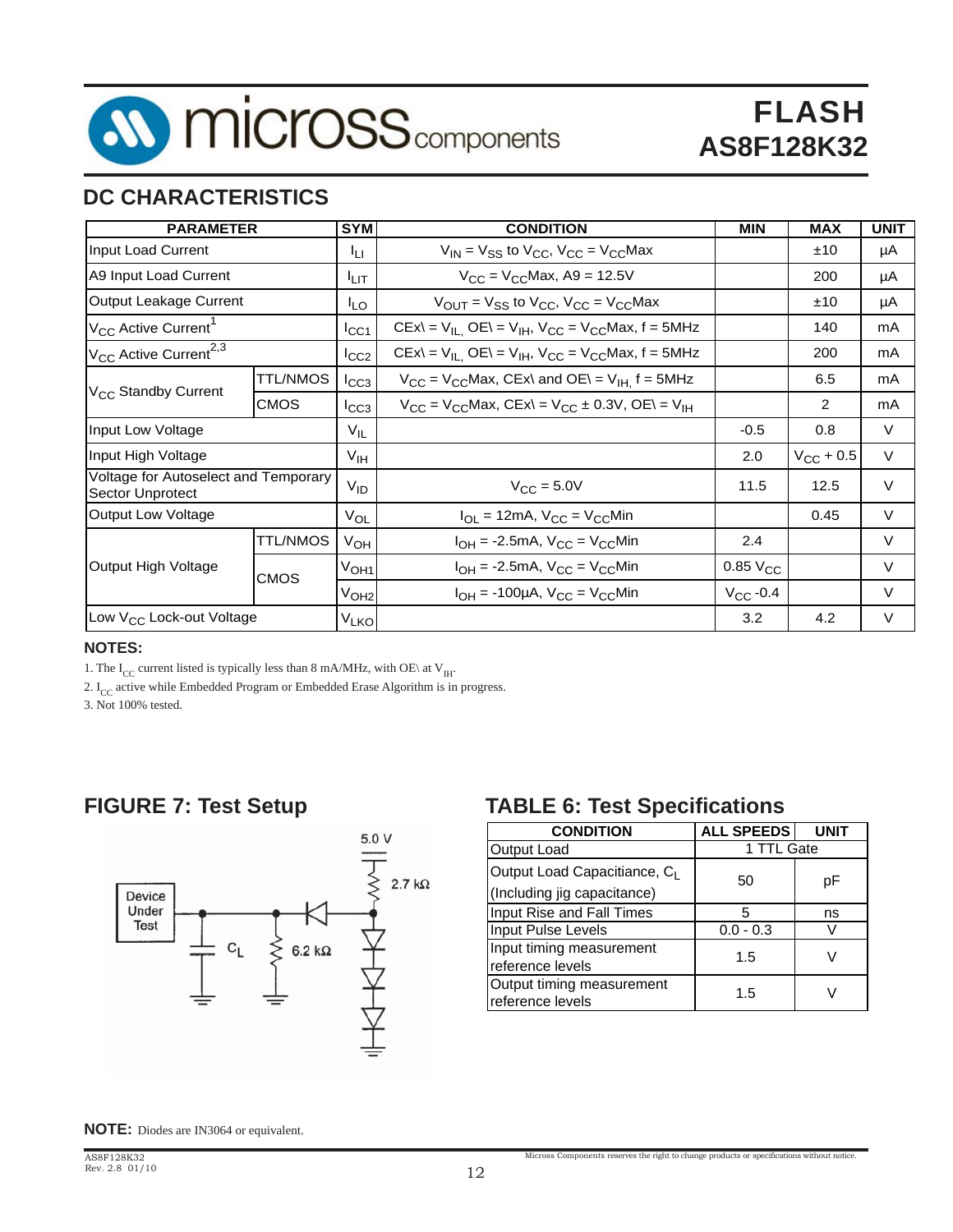## DC CHARACTERISTICS

| PARAMETER | | SYM | CONDITION | MIN | MAX | UNIT |
|---|---|---|---|---|---|---|
| Input Load Current | | $I_{LI}$ | $V_{IN} = V_{SS}$ to $V_{CC}$, $V_{CC} = V_{CC}Max$ | | ±10 | µA |
| A9 Input Load Current | | $I_{LIT}$ | $V_{CC} = V_{CC}Max$, A9 = 12.5V | | 200 | µA |
| Output Leakage Current | | $I_{LO}$ | $V_{OUT} = V_{SS}$ to $V_{CC}$, $V_{CC} = V_{CC}Max$ | | ±10 | µA |
| $V_{CC}$ Active Current[1] | | $I_{CC1}$ | CEx\ = $V_{IL}$, OE\ = $V_{IH}$, $V_{CC} = V_{CC}Max$, f = 5MHz | | 140 | mA |
| $V_{CC}$ Active Current[2,3] | | $I_{CC2}$ | CEx\ = $V_{IL}$, OE\ = $V_{IH}$, $V_{CC} = V_{CC}Max$, f = 5MHz | | 200 | mA |
| $V_{CC}$ Standby Current | TTL/NMOS | $I_{CC3}$ | $V_{CC} = V_{CC}Max$, CEx\ and OE\ = $V_{IH}$, f = 5MHz | | 6.5 | mA |
| | CMOS | $I_{CC3}$ | $V_{CC} = V_{CC}Max$, CEx\ = $V_{CC} \pm 0.3V$, OE\ = $V_{IH}$ | | 2 | mA |
| Input Low Voltage | | $V_{IL}$ | | -0.5 | 0.8 | V |
| Input High Voltage | | $V_{IH}$ | | 2.0 | $V_{CC}$ + 0.5 | V |
| Voltage for Autoselect and Temporary Sector Unprotect | | $V_{ID}$ | $V_{CC}$ = 5.0V | 11.5 | 12.5 | V |
| Output Low Voltage | | $V_{OL}$ | $I_{OL}$ = 12mA, $V_{CC} = V_{CC}Min$ | | 0.45 | V |
| Output High Voltage | TTL/NMOS | $V_{OH}$ | $I_{OH}$ = -2.5mA, $V_{CC} = V_{CC}Min$ | 2.4 | | V |
| | CMOS | $V_{OH1}$ | $I_{OH}$ = -2.5mA, $V_{CC} = V_{CC}Min$ | 0.85 $V_{CC}$ | | V |
| | | $V_{OH2}$ | $I_{OH}$ = -100µA, $V_{CC} = V_{CC}Min$ | $V_{CC}$ -0.4 | | V |
| Low $V_{CC}$ Lock-out Voltage | | $V_{LKO}$ | | 3.2 | 4.2 | V |

**NOTES:**

1. The $I_{CC}$ current listed is typically less than 8 mA/MHz, with OE\ at $V_{IH}$.
2. $I_{CC}$ active while Embedded Program or Embedded Erase Algorithm is in progress.
3. Not 100% tested.

## FIGURE 7: Test Setup

Device Under Test; 5.0 V; 2.7 kΩ; $C_L$; 6.2 kΩ

**NOTE:** Diodes are IN3064 or equivalent.

## TABLE 6: Test Specifications

| CONDITION | ALL SPEEDS | UNIT |
|---|---|---|
| Output Load | 1 TTL Gate | |
| Output Load Capacitance, $C_L$ (Including jig capacitance) | 50 | pF |
| Input Rise and Fall Times | 5 | ns |
| Input Pulse Levels | 0.0 - 0.3 | V |
| Input timing measurement reference levels | 1.5 | V |
| Output timing measurement reference levels | 1.5 | V |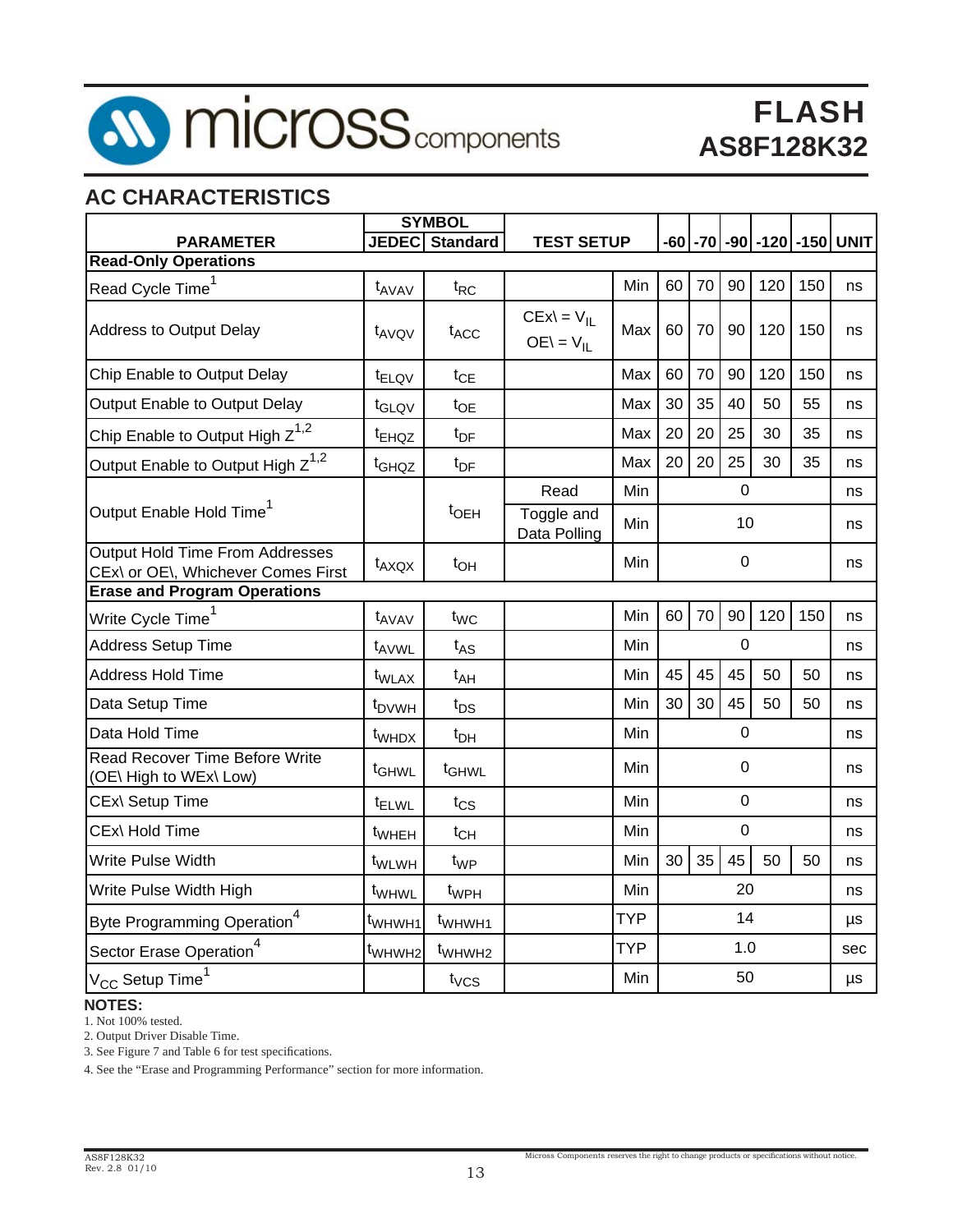## AC CHARACTERISTICS

| PARAMETER | SYMBOL JEDEC | SYMBOL Standard | TEST SETUP | | -60 | -70 | -90 | -120 | -150 | UNIT |
|---|---|---|---|---|---|---|---|---|---|---|
| **Read-Only Operations** | | | | | | | | | | |
| Read Cycle Time[1] | $t_{AVAV}$ | $t_{RC}$ | | Min | 60 | 70 | 90 | 120 | 150 | ns |
| Address to Output Delay | $t_{AVQV}$ | $t_{ACC}$ | CEx\ = $V_{IL}$ OE\ = $V_{IL}$ | Max | 60 | 70 | 90 | 120 | 150 | ns |
| Chip Enable to Output Delay | $t_{ELQV}$ | $t_{CE}$ | | Max | 60 | 70 | 90 | 120 | 150 | ns |
| Output Enable to Output Delay | $t_{GLQV}$ | $t_{OE}$ | | Max | 30 | 35 | 40 | 50 | 55 | ns |
| Chip Enable to Output High Z[1,2] | $t_{EHQZ}$ | $t_{DF}$ | | Max | 20 | 20 | 25 | 30 | 35 | ns |
| Output Enable to Output High Z[1,2] | $t_{GHQZ}$ | $t_{DF}$ | | Max | 20 | 20 | 25 | 30 | 35 | ns |
| Output Enable Hold Time[1] | | $t_{OEH}$ | Read | Min | 0 | | | | | ns |
| | | | Toggle and Data Polling | Min | 10 | | | | | ns |
| Output Hold Time From Addresses CEx\ or OE\, Whichever Comes First | $t_{AXQX}$ | $t_{OH}$ | | Min | 0 | | | | | ns |
| **Erase and Program Operations** | | | | | | | | | | |
| Write Cycle Time[1] | $t_{AVAV}$ | $t_{WC}$ | | Min | 60 | 70 | 90 | 120 | 150 | ns |
| Address Setup Time | $t_{AVWL}$ | $t_{AS}$ | | Min | 0 | | | | | ns |
| Address Hold Time | $t_{WLAX}$ | $t_{AH}$ | | Min | 45 | 45 | 45 | 50 | 50 | ns |
| Data Setup Time | $t_{DVWH}$ | $t_{DS}$ | | Min | 30 | 30 | 45 | 50 | 50 | ns |
| Data Hold Time | $t_{WHDX}$ | $t_{DH}$ | | Min | 0 | | | | | ns |
| Read Recover Time Before Write (OE\ High to WEx\ Low) | $t_{GHWL}$ | $t_{GHWL}$ | | Min | 0 | | | | | ns |
| CEx\ Setup Time | $t_{ELWL}$ | $t_{CS}$ | | Min | 0 | | | | | ns |
| CEx\ Hold Time | $t_{WHEH}$ | $t_{CH}$ | | Min | 0 | | | | | ns |
| Write Pulse Width | $t_{WLWH}$ | $t_{WP}$ | | Min | 30 | 35 | 45 | 50 | 50 | ns |
| Write Pulse Width High | $t_{WHWL}$ | $t_{WPH}$ | | Min | 20 | | | | | ns |
| Byte Programming Operation[4] | $t_{WHWH1}$ | $t_{WHWH1}$ | | TYP | 14 | | | | | µs |
| Sector Erase Operation[4] | $t_{WHWH2}$ | $t_{WHWH2}$ | | TYP | 1.0 | | | | | sec |
| $V_{CC}$ Setup Time[1] | | $t_{VCS}$ | | Min | 50 | | | | | µs |

**NOTES:**

1. Not 100% tested.
2. Output Driver Disable Time.
3. See Figure 7 and Table 6 for test specifications.
4. See the "Erase and Programming Performance" section for more information.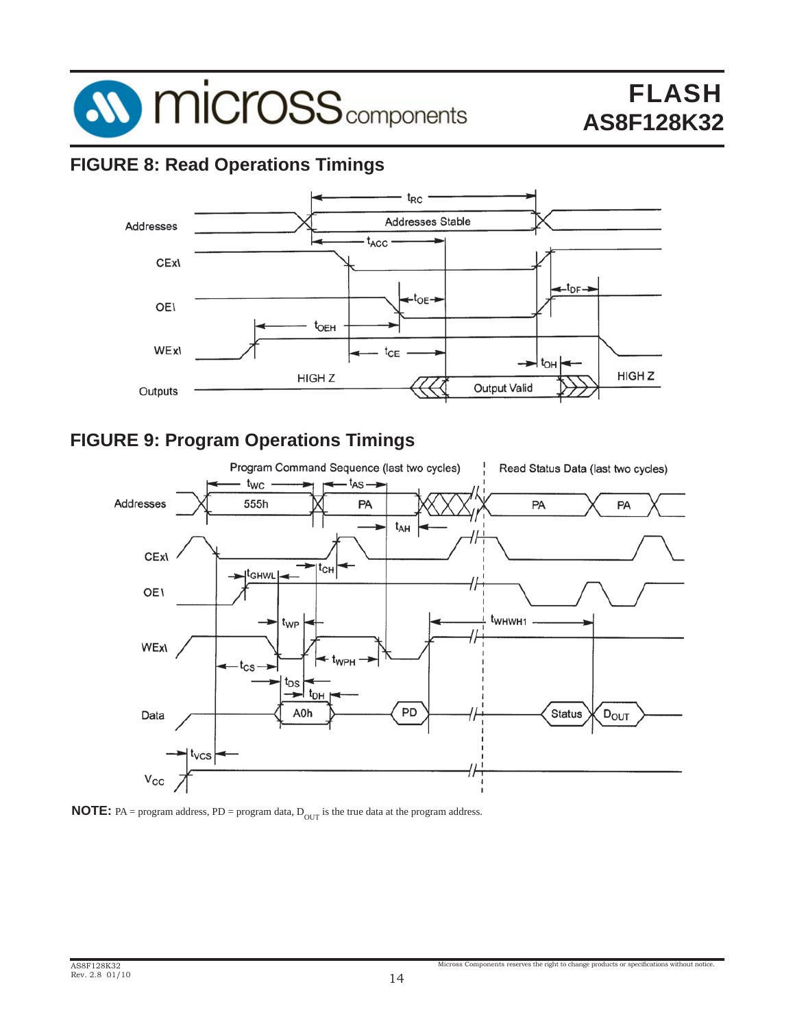## FIGURE 8: Read Operations Timings

## FIGURE 9: Program Operations Timings

**NOTE:** PA = program address, PD = program data, $D_{OUT}$ is the true data at the program address.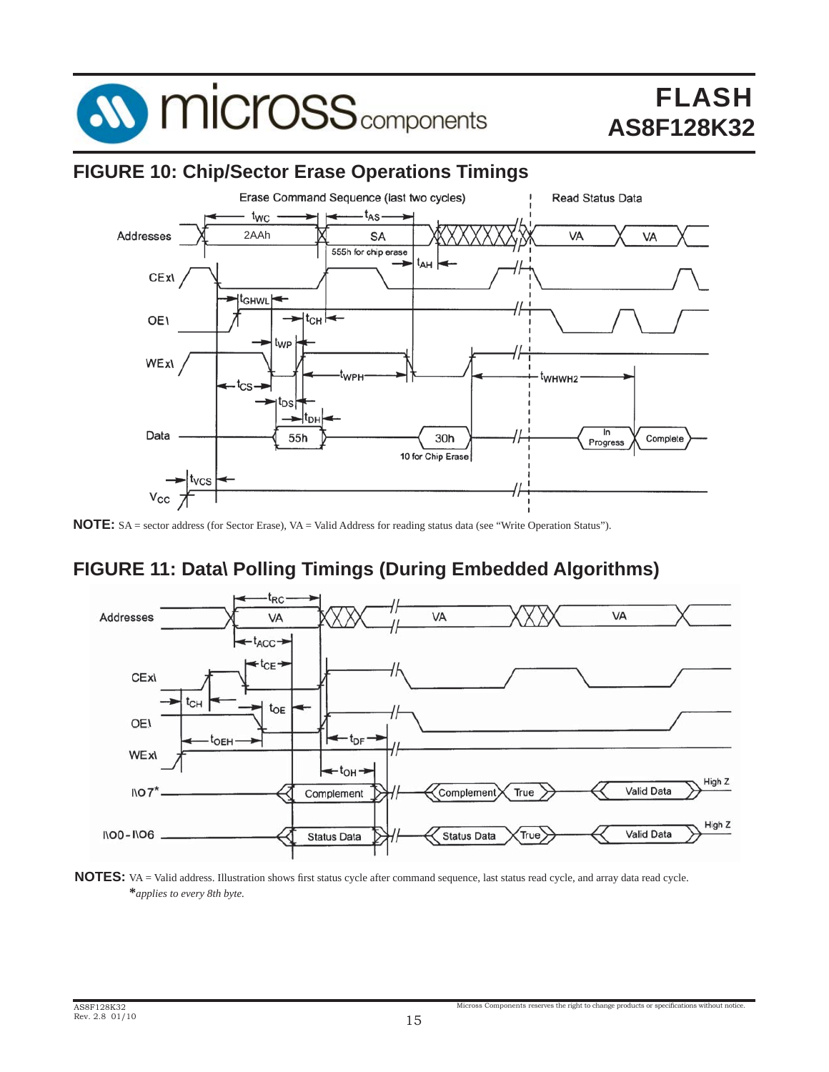## FIGURE 10: Chip/Sector Erase Operations Timings

**NOTE:** SA = sector address (for Sector Erase), VA = Valid Address for reading status data (see "Write Operation Status").

## FIGURE 11: Data\ Polling Timings (During Embedded Algorithms)

**NOTES:** VA = Valid address. Illustration shows first status cycle after command sequence, last status read cycle, and array data read cycle.
*\*applies to every 8th byte.*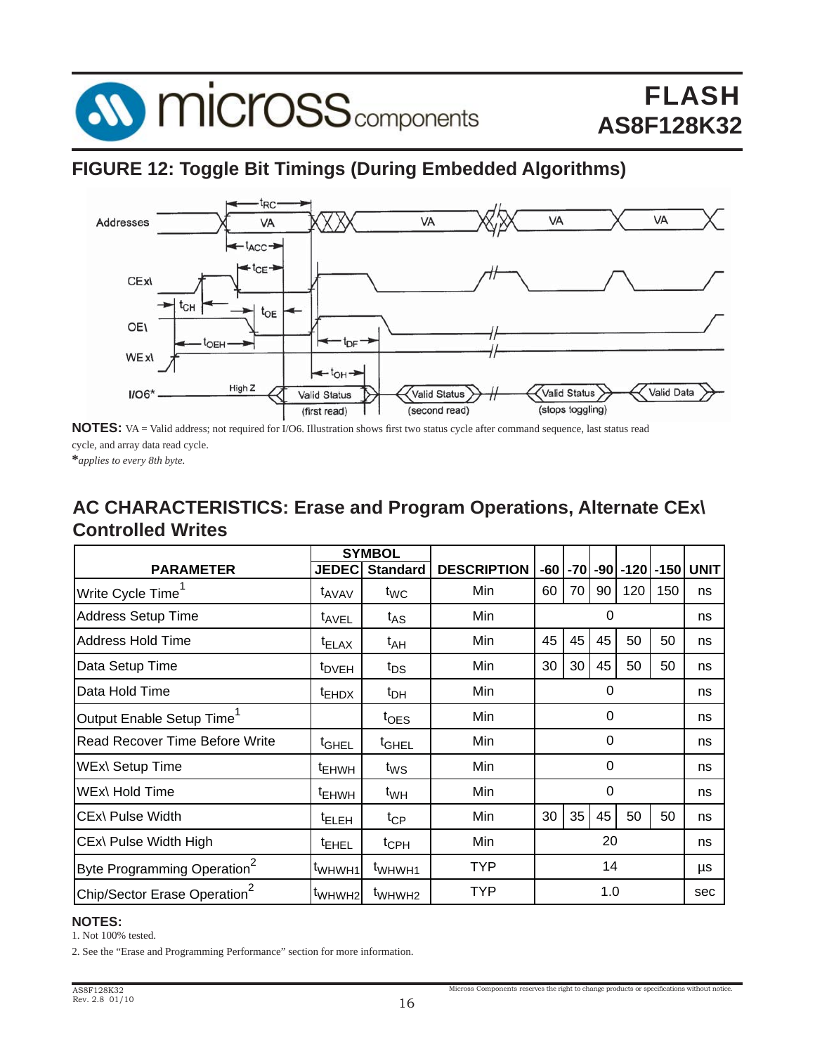## FIGURE 12: Toggle Bit Timings (During Embedded Algorithms)

**NOTES:** VA = Valid address; not required for I/O6. Illustration shows first two status cycle after command sequence, last status read cycle, and array data read cycle.

*\*applies to every 8th byte.*

## AC CHARACTERISTICS: Erase and Program Operations, Alternate CEx\ Controlled Writes

| PARAMETER | SYMBOL JEDEC | SYMBOL Standard | DESCRIPTION | -60 | -70 | -90 | -120 | -150 | UNIT |
|---|---|---|---|---|---|---|---|---|---|
| Write Cycle Time[1] | $t_{AVAV}$ | $t_{WC}$ | Min | 60 | 70 | 90 | 120 | 150 | ns |
| Address Setup Time | $t_{AVEL}$ | $t_{AS}$ | Min | | | 0 | | | ns |
| Address Hold Time | $t_{ELAX}$ | $t_{AH}$ | Min | 45 | 45 | 45 | 50 | 50 | ns |
| Data Setup Time | $t_{DVEH}$ | $t_{DS}$ | Min | 30 | 30 | 45 | 50 | 50 | ns |
| Data Hold Time | $t_{EHDX}$ | $t_{DH}$ | Min | | | 0 | | | ns |
| Output Enable Setup Time[1] | | $t_{OES}$ | Min | | | 0 | | | ns |
| Read Recover Time Before Write | $t_{GHEL}$ | $t_{GHEL}$ | Min | | | 0 | | | ns |
| WEx\ Setup Time | $t_{EHWH}$ | $t_{WS}$ | Min | | | 0 | | | ns |
| WEx\ Hold Time | $t_{EHWH}$ | $t_{WH}$ | Min | | | 0 | | | ns |
| CEx\ Pulse Width | $t_{ELEH}$ | $t_{CP}$ | Min | 30 | 35 | 45 | 50 | 50 | ns |
| CEx\ Pulse Width High | $t_{EHEL}$ | $t_{CPH}$ | Min | | | 20 | | | ns |
| Byte Programming Operation[2] | $t_{WHWH1}$ | $t_{WHWH1}$ | TYP | | | 14 | | | µs |
| Chip/Sector Erase Operation[2] | $t_{WHWH2}$ | $t_{WHWH2}$ | TYP | | | 1.0 | | | sec |

**NOTES:**

1. Not 100% tested.
2. See the "Erase and Programming Performance" section for more information.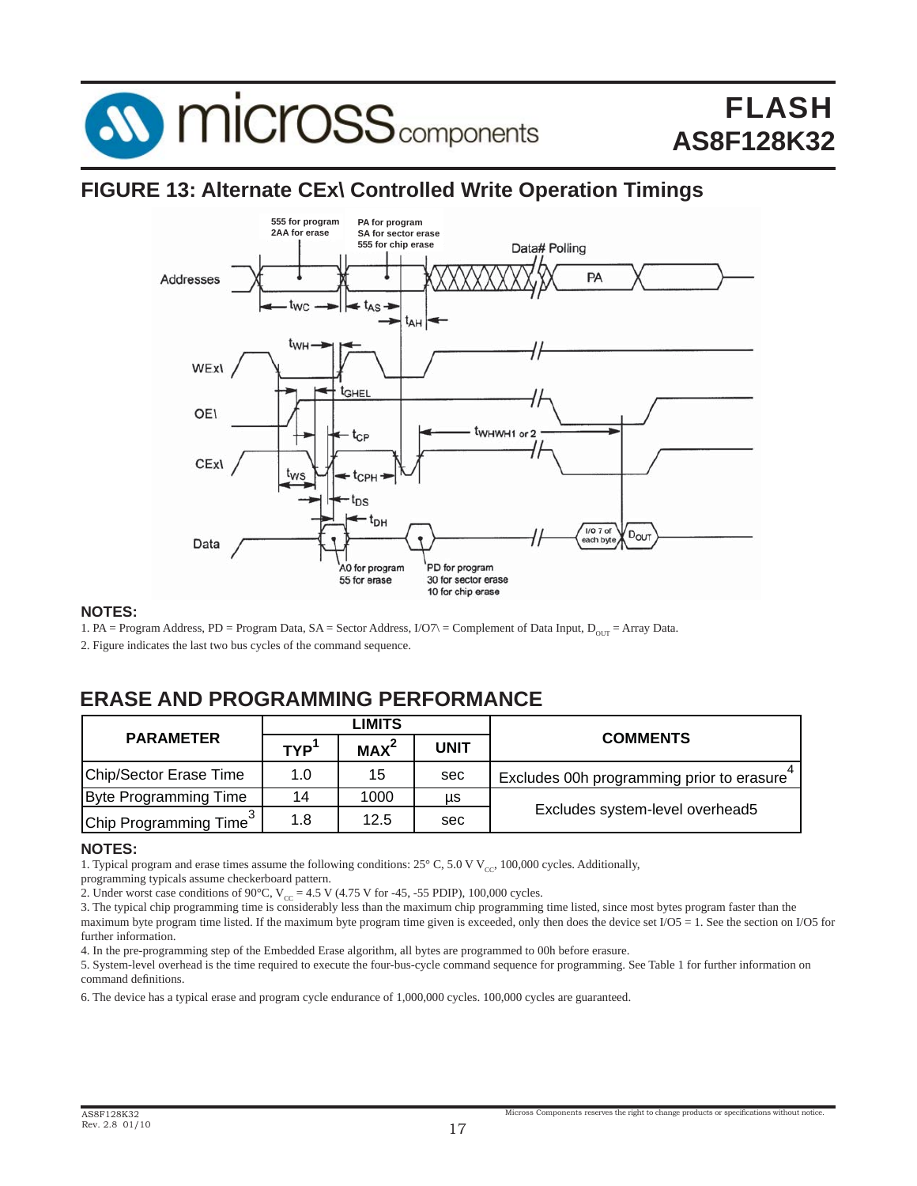## FIGURE 13: Alternate CEx\ Controlled Write Operation Timings

**NOTES:**

1. PA = Program Address, PD = Program Data, SA = Sector Address, I/O7\ = Complement of Data Input, $D_{OUT}$ = Array Data.
2. Figure indicates the last two bus cycles of the command sequence.

## ERASE AND PROGRAMMING PERFORMANCE

| PARAMETER | LIMITS | | | COMMENTS |
|---|---|---|---|---|
| | TYP[1] | MAX[2] | UNIT | |
| Chip/Sector Erase Time | 1.0 | 15 | sec | Excludes 00h programming prior to erasure[4] |
| Byte Programming Time | 14 | 1000 | µs | Excludes system-level overhead5 |
| Chip Programming Time[3] | 1.8 | 12.5 | sec | Excludes system-level overhead5 |

**NOTES:**

1. Typical program and erase times assume the following conditions: 25° C, 5.0 V $V_{CC}$, 100,000 cycles. Additionally, programming typicals assume checkerboard pattern.
2. Under worst case conditions of 90°C, $V_{CC}$ = 4.5 V (4.75 V for -45, -55 PDIP), 100,000 cycles.
3. The typical chip programming time is considerably less than the maximum chip programming time listed, since most bytes program faster than the maximum byte program time listed. If the maximum byte program time given is exceeded, only then does the device set I/O5 = 1. See the section on I/O5 for further information.
4. In the pre-programming step of the Embedded Erase algorithm, all bytes are programmed to 00h before erasure.
5. System-level overhead is the time required to execute the four-bus-cycle command sequence for programming. See Table 1 for further information on command definitions.
6. The device has a typical erase and program cycle endurance of 1,000,000 cycles. 100,000 cycles are guaranteed.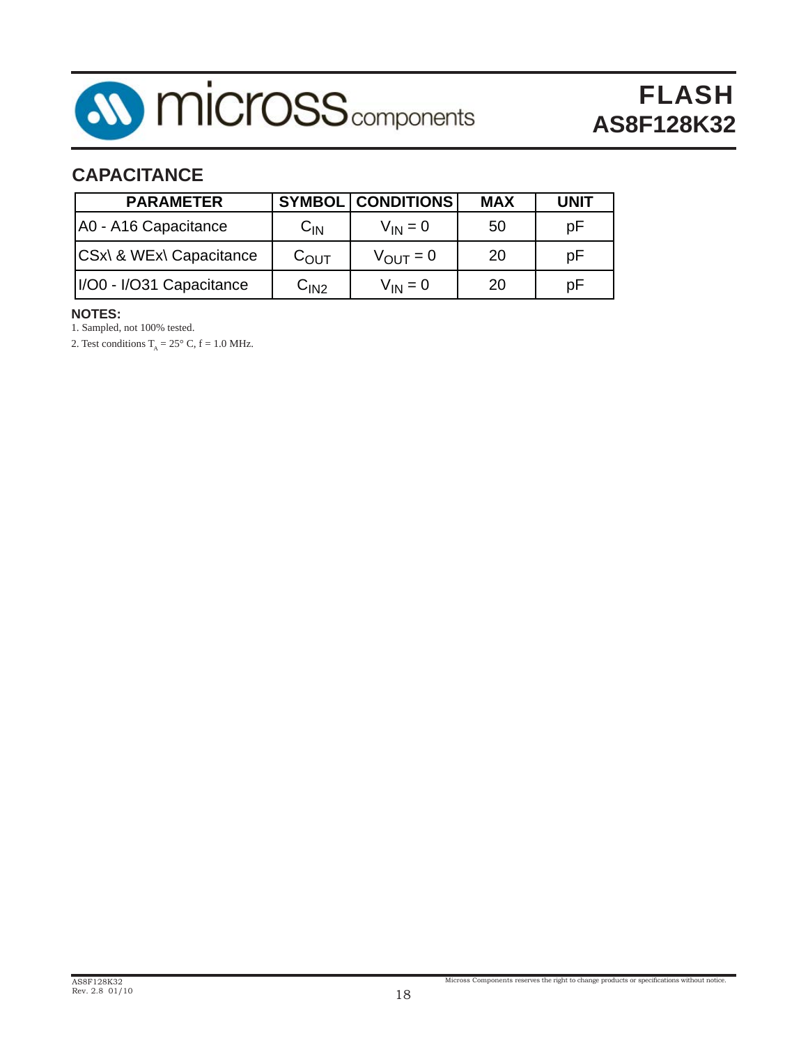## CAPACITANCE

| PARAMETER | SYMBOL | CONDITIONS | MAX | UNIT |
|---|---|---|---|---|
| A0 - A16 Capacitance | $C_{IN}$ | $V_{IN} = 0$ | 50 | pF |
| CSx\ & WEx\ Capacitance | $C_{OUT}$ | $V_{OUT} = 0$ | 20 | pF |
| I/O0 - I/O31 Capacitance | $C_{IN2}$ | $V_{IN} = 0$ | 20 | pF |

**NOTES:**

1. Sampled, not 100% tested.
2. Test conditions $T_A = 25°$ C, f = 1.0 MHz.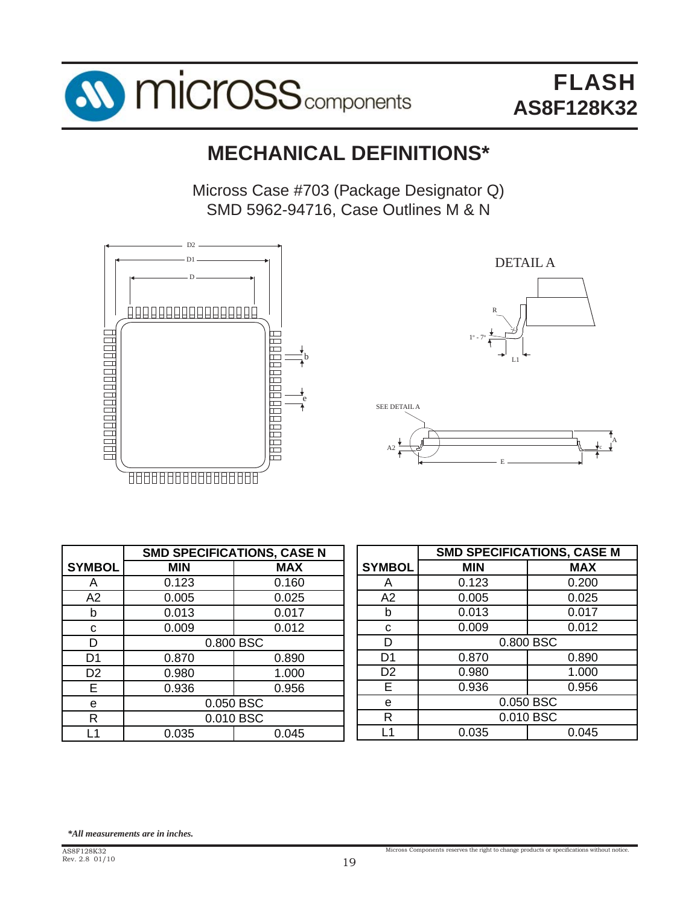# MECHANICAL DEFINITIONS*

Micross Case #703 (Package Designator Q)
SMD 5962-94716, Case Outlines M & N

| | SMD SPECIFICATIONS, CASE N | |
|---|---|---|
| **SYMBOL** | **MIN** | **MAX** |
| A | 0.123 | 0.160 |
| A2 | 0.005 | 0.025 |
| b | 0.013 | 0.017 |
| c | 0.009 | 0.012 |
| D | 0.800 BSC | |
| D1 | 0.870 | 0.890 |
| D2 | 0.980 | 1.000 |
| E | 0.936 | 0.956 |
| e | 0.050 BSC | |
| R | 0.010 BSC | |
| L1 | 0.035 | 0.045 |

| | SMD SPECIFICATIONS, CASE M | |
|---|---|---|
| **SYMBOL** | **MIN** | **MAX** |
| A | 0.123 | 0.200 |
| A2 | 0.005 | 0.025 |
| b | 0.013 | 0.017 |
| c | 0.009 | 0.012 |
| D | 0.800 BSC | |
| D1 | 0.870 | 0.890 |
| D2 | 0.980 | 1.000 |
| E | 0.936 | 0.956 |
| e | 0.050 BSC | |
| R | 0.010 BSC | |
| L1 | 0.035 | 0.045 |

****All measurements are in inches.***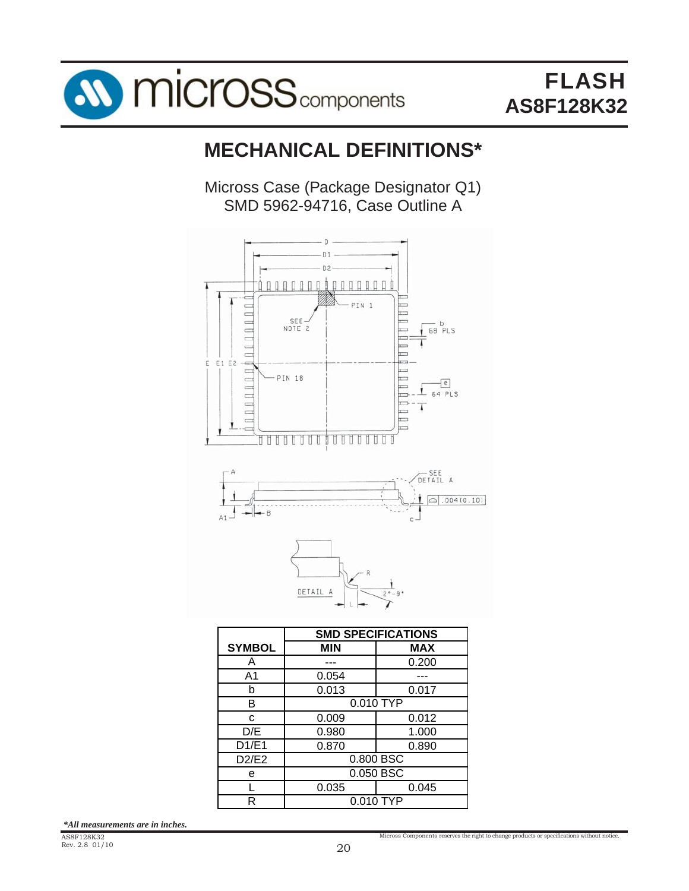# MECHANICAL DEFINITIONS*

Micross Case (Package Designator Q1)
SMD 5962-94716, Case Outline A

| SYMBOL | SMD SPECIFICATIONS | |
|---|---|---|
| | MIN | MAX |
| A | --- | 0.200 |
| A1 | 0.054 | --- |
| b | 0.013 | 0.017 |
| B | 0.010 TYP | |
| c | 0.009 | 0.012 |
| D/E | 0.980 | 1.000 |
| D1/E1 | 0.870 | 0.890 |
| D2/E2 | 0.800 BSC | |
| e | 0.050 BSC | |
| L | 0.035 | 0.045 |
| R | 0.010 TYP | |

***All measurements are in inches.***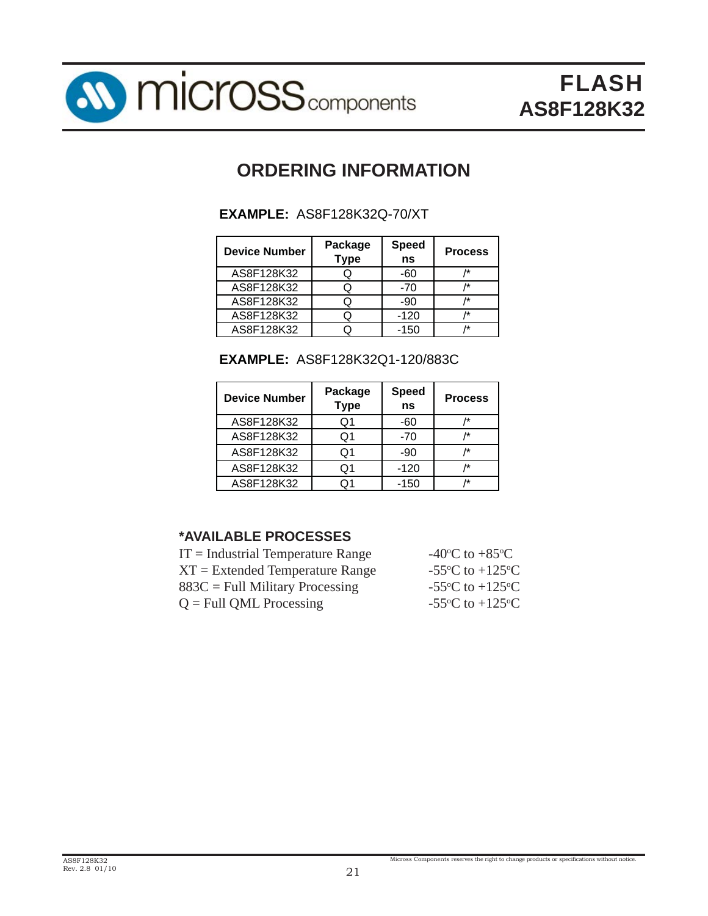## ORDERING INFORMATION

**EXAMPLE:** AS8F128K32Q-70/XT

| Device Number | Package Type | Speed ns | Process |
|---|---|---|---|
| AS8F128K32 | Q | -60 | /* |
| AS8F128K32 | Q | -70 | /* |
| AS8F128K32 | Q | -90 | /* |
| AS8F128K32 | Q | -120 | /* |
| AS8F128K32 | Q | -150 | /* |

**EXAMPLE:** AS8F128K32Q1-120/883C

| Device Number | Package Type | Speed ns | Process |
|---|---|---|---|
| AS8F128K32 | Q1 | -60 | /* |
| AS8F128K32 | Q1 | -70 | /* |
| AS8F128K32 | Q1 | -90 | /* |
| AS8F128K32 | Q1 | -120 | /* |
| AS8F128K32 | Q1 | -150 | /* |

### *AVAILABLE PROCESSES

IT = Industrial Temperature Range — -40°C to +85°C
XT = Extended Temperature Range — -55°C to +125°C
883C = Full Military Processing — -55°C to +125°C
Q = Full QML Processing — -55°C to +125°C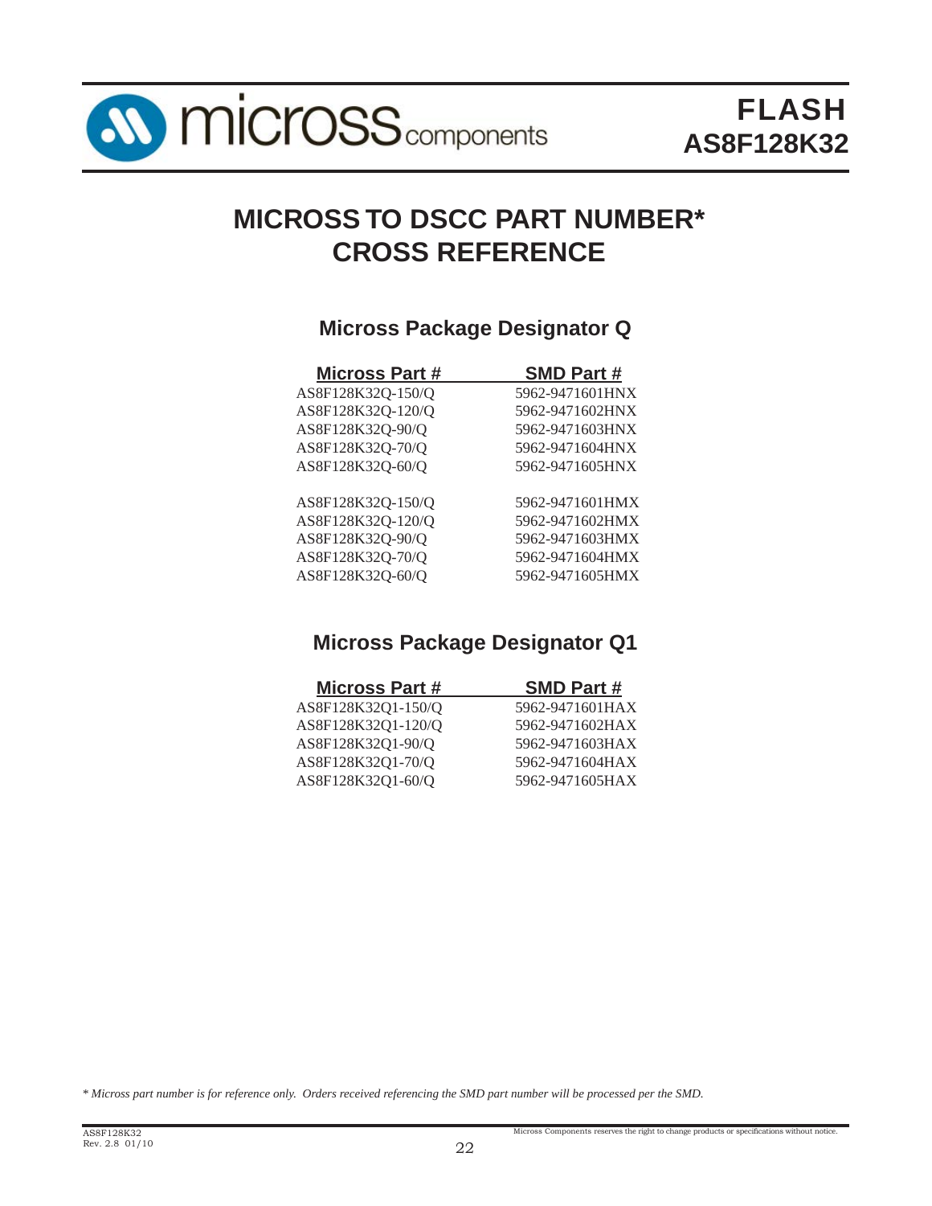# MICROSS TO DSCC PART NUMBER* CROSS REFERENCE

## Micross Package Designator Q

| Micross Part # | SMD Part # |
|---|---|
| AS8F128K32Q-150/Q | 5962-9471601HNX |
| AS8F128K32Q-120/Q | 5962-9471602HNX |
| AS8F128K32Q-90/Q | 5962-9471603HNX |
| AS8F128K32Q-70/Q | 5962-9471604HNX |
| AS8F128K32Q-60/Q | 5962-9471605HNX |
| AS8F128K32Q-150/Q | 5962-9471601HMX |
| AS8F128K32Q-120/Q | 5962-9471602HMX |
| AS8F128K32Q-90/Q | 5962-9471603HMX |
| AS8F128K32Q-70/Q | 5962-9471604HMX |
| AS8F128K32Q-60/Q | 5962-9471605HMX |

## Micross Package Designator Q1

| Micross Part # | SMD Part # |
|---|---|
| AS8F128K32Q1-150/Q | 5962-9471601HAX |
| AS8F128K32Q1-120/Q | 5962-9471602HAX |
| AS8F128K32Q1-90/Q | 5962-9471603HAX |
| AS8F128K32Q1-70/Q | 5962-9471604HAX |
| AS8F128K32Q1-60/Q | 5962-9471605HAX |

*\* Micross part number is for reference only. Orders received referencing the SMD part number will be processed per the SMD.*